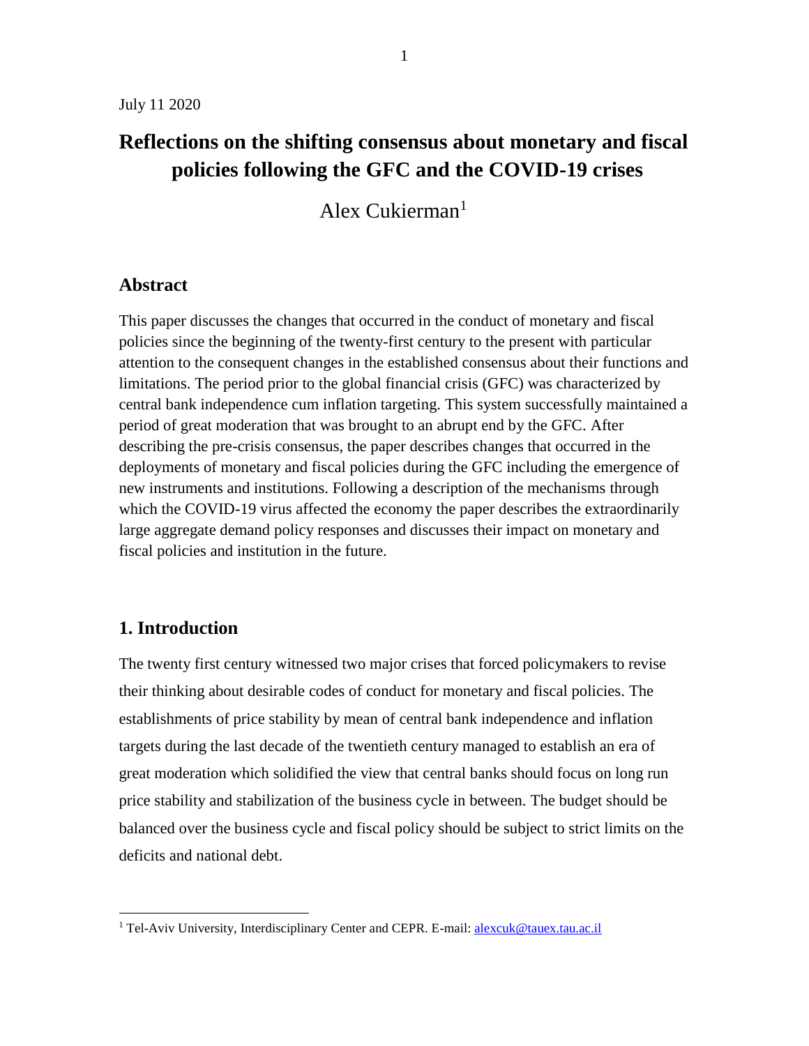July 11 2020

# Reflections on the shifting consensus about monetary and fiscal policies following the GFC and the COVID-19 crises

Alex Cukierman[1]

## Abstract

This paper discusses the changes that occurred in the conduct of monetary and fiscal policies since the beginning of the twenty-first century to the present with particular attention to the consequent changes in the established consensus about their functions and limitations. The period prior to the global financial crisis (GFC) was characterized by central bank independence cum inflation targeting. This system successfully maintained a period of great moderation that was brought to an abrupt end by the GFC. After describing the pre-crisis consensus, the paper describes changes that occurred in the deployments of monetary and fiscal policies during the GFC including the emergence of new instruments and institutions. Following a description of the mechanisms through which the COVID-19 virus affected the economy the paper describes the extraordinarily large aggregate demand policy responses and discusses their impact on monetary and fiscal policies and institution in the future.

## 1. Introduction

The twenty first century witnessed two major crises that forced policymakers to revise their thinking about desirable codes of conduct for monetary and fiscal policies. The establishments of price stability by mean of central bank independence and inflation targets during the last decade of the twentieth century managed to establish an era of great moderation which solidified the view that central banks should focus on long run price stability and stabilization of the business cycle in between. The budget should be balanced over the business cycle and fiscal policy should be subject to strict limits on the deficits and national debt.

[1] Tel-Aviv University, Interdisciplinary Center and CEPR. E-mail: alexcuk@tauex.tau.ac.il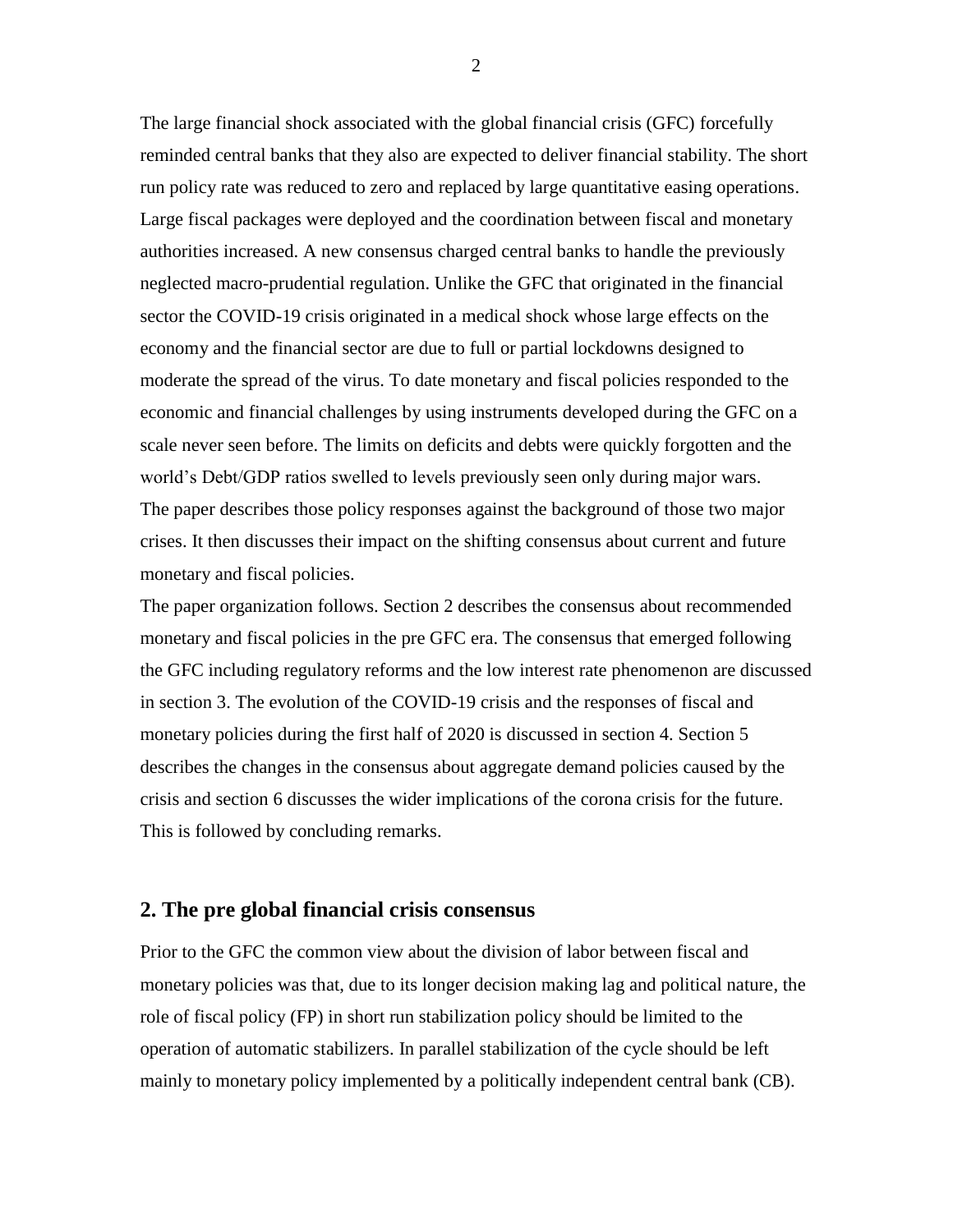The large financial shock associated with the global financial crisis (GFC) forcefully reminded central banks that they also are expected to deliver financial stability. The short run policy rate was reduced to zero and replaced by large quantitative easing operations. Large fiscal packages were deployed and the coordination between fiscal and monetary authorities increased. A new consensus charged central banks to handle the previously neglected macro-prudential regulation. Unlike the GFC that originated in the financial sector the COVID-19 crisis originated in a medical shock whose large effects on the economy and the financial sector are due to full or partial lockdowns designed to moderate the spread of the virus. To date monetary and fiscal policies responded to the economic and financial challenges by using instruments developed during the GFC on a scale never seen before. The limits on deficits and debts were quickly forgotten and the world's Debt/GDP ratios swelled to levels previously seen only during major wars. The paper describes those policy responses against the background of those two major crises. It then discusses their impact on the shifting consensus about current and future monetary and fiscal policies.

The paper organization follows. Section 2 describes the consensus about recommended monetary and fiscal policies in the pre GFC era. The consensus that emerged following the GFC including regulatory reforms and the low interest rate phenomenon are discussed in section 3. The evolution of the COVID-19 crisis and the responses of fiscal and monetary policies during the first half of 2020 is discussed in section 4. Section 5 describes the changes in the consensus about aggregate demand policies caused by the crisis and section 6 discusses the wider implications of the corona crisis for the future. This is followed by concluding remarks.

## 2. The pre global financial crisis consensus

Prior to the GFC the common view about the division of labor between fiscal and monetary policies was that, due to its longer decision making lag and political nature, the role of fiscal policy (FP) in short run stabilization policy should be limited to the operation of automatic stabilizers. In parallel stabilization of the cycle should be left mainly to monetary policy implemented by a politically independent central bank (CB).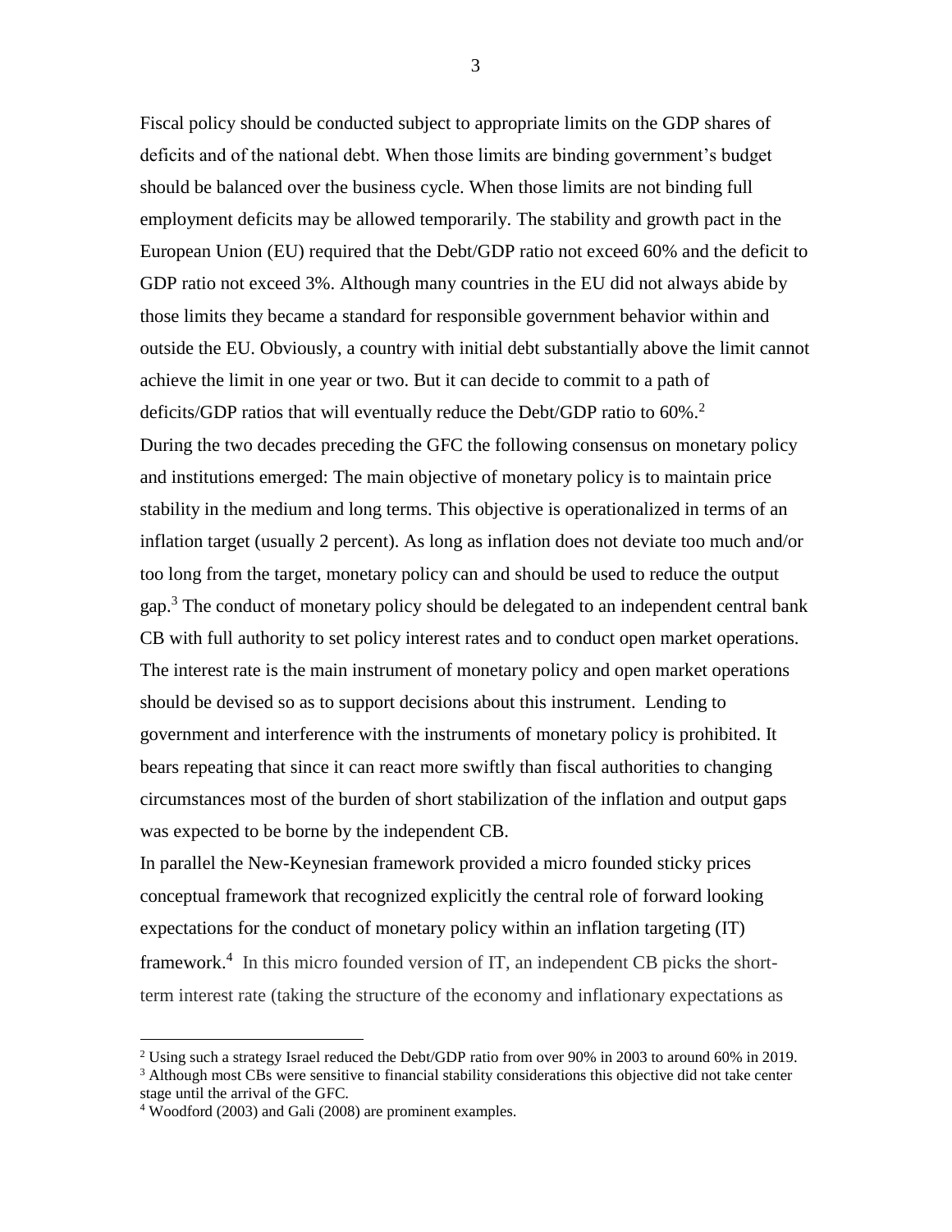Fiscal policy should be conducted subject to appropriate limits on the GDP shares of deficits and of the national debt. When those limits are binding government's budget should be balanced over the business cycle. When those limits are not binding full employment deficits may be allowed temporarily. The stability and growth pact in the European Union (EU) required that the Debt/GDP ratio not exceed 60% and the deficit to GDP ratio not exceed 3%. Although many countries in the EU did not always abide by those limits they became a standard for responsible government behavior within and outside the EU. Obviously, a country with initial debt substantially above the limit cannot achieve the limit in one year or two. But it can decide to commit to a path of deficits/GDP ratios that will eventually reduce the Debt/GDP ratio to 60%.[2]

During the two decades preceding the GFC the following consensus on monetary policy and institutions emerged: The main objective of monetary policy is to maintain price stability in the medium and long terms. This objective is operationalized in terms of an inflation target (usually 2 percent). As long as inflation does not deviate too much and/or too long from the target, monetary policy can and should be used to reduce the output gap.[3] The conduct of monetary policy should be delegated to an independent central bank CB with full authority to set policy interest rates and to conduct open market operations. The interest rate is the main instrument of monetary policy and open market operations should be devised so as to support decisions about this instrument. Lending to government and interference with the instruments of monetary policy is prohibited. It bears repeating that since it can react more swiftly than fiscal authorities to changing circumstances most of the burden of short stabilization of the inflation and output gaps was expected to be borne by the independent CB.

In parallel the New-Keynesian framework provided a micro founded sticky prices conceptual framework that recognized explicitly the central role of forward looking expectations for the conduct of monetary policy within an inflation targeting (IT) framework.[4] In this micro founded version of IT, an independent CB picks the short-term interest rate (taking the structure of the economy and inflationary expectations as

---

[2] Using such a strategy Israel reduced the Debt/GDP ratio from over 90% in 2003 to around 60% in 2019.

[3] Although most CBs were sensitive to financial stability considerations this objective did not take center stage until the arrival of the GFC.

[4] Woodford (2003) and Gali (2008) are prominent examples.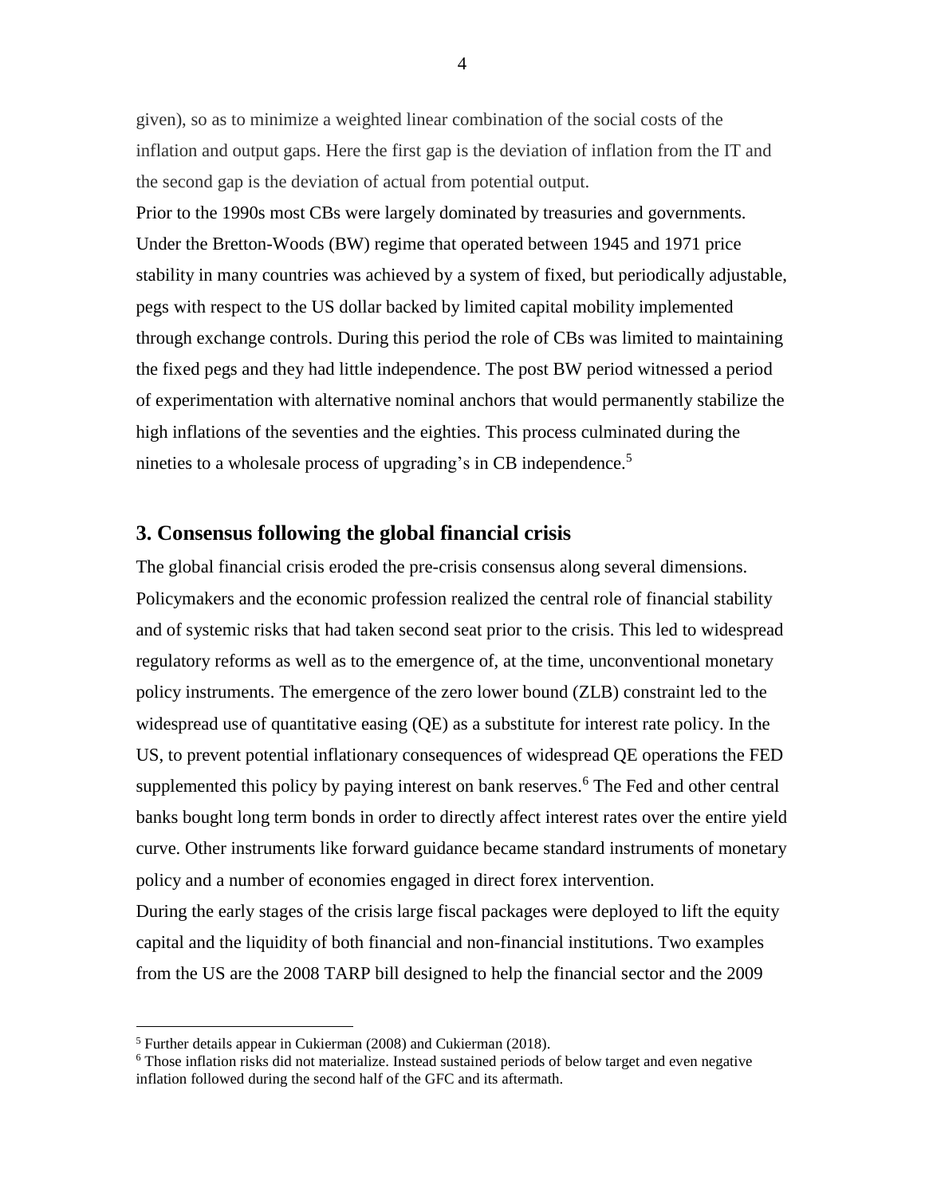given), so as to minimize a weighted linear combination of the social costs of the inflation and output gaps. Here the first gap is the deviation of inflation from the IT and the second gap is the deviation of actual from potential output.

Prior to the 1990s most CBs were largely dominated by treasuries and governments. Under the Bretton-Woods (BW) regime that operated between 1945 and 1971 price stability in many countries was achieved by a system of fixed, but periodically adjustable, pegs with respect to the US dollar backed by limited capital mobility implemented through exchange controls. During this period the role of CBs was limited to maintaining the fixed pegs and they had little independence. The post BW period witnessed a period of experimentation with alternative nominal anchors that would permanently stabilize the high inflations of the seventies and the eighties. This process culminated during the nineties to a wholesale process of upgrading's in CB independence.[5]

## 3. Consensus following the global financial crisis

The global financial crisis eroded the pre-crisis consensus along several dimensions. Policymakers and the economic profession realized the central role of financial stability and of systemic risks that had taken second seat prior to the crisis. This led to widespread regulatory reforms as well as to the emergence of, at the time, unconventional monetary policy instruments. The emergence of the zero lower bound (ZLB) constraint led to the widespread use of quantitative easing (QE) as a substitute for interest rate policy. In the US, to prevent potential inflationary consequences of widespread QE operations the FED supplemented this policy by paying interest on bank reserves.[6] The Fed and other central banks bought long term bonds in order to directly affect interest rates over the entire yield curve. Other instruments like forward guidance became standard instruments of monetary policy and a number of economies engaged in direct forex intervention.

During the early stages of the crisis large fiscal packages were deployed to lift the equity capital and the liquidity of both financial and non-financial institutions. Two examples from the US are the 2008 TARP bill designed to help the financial sector and the 2009

---

[5] Further details appear in Cukierman (2008) and Cukierman (2018).

[6] Those inflation risks did not materialize. Instead sustained periods of below target and even negative inflation followed during the second half of the GFC and its aftermath.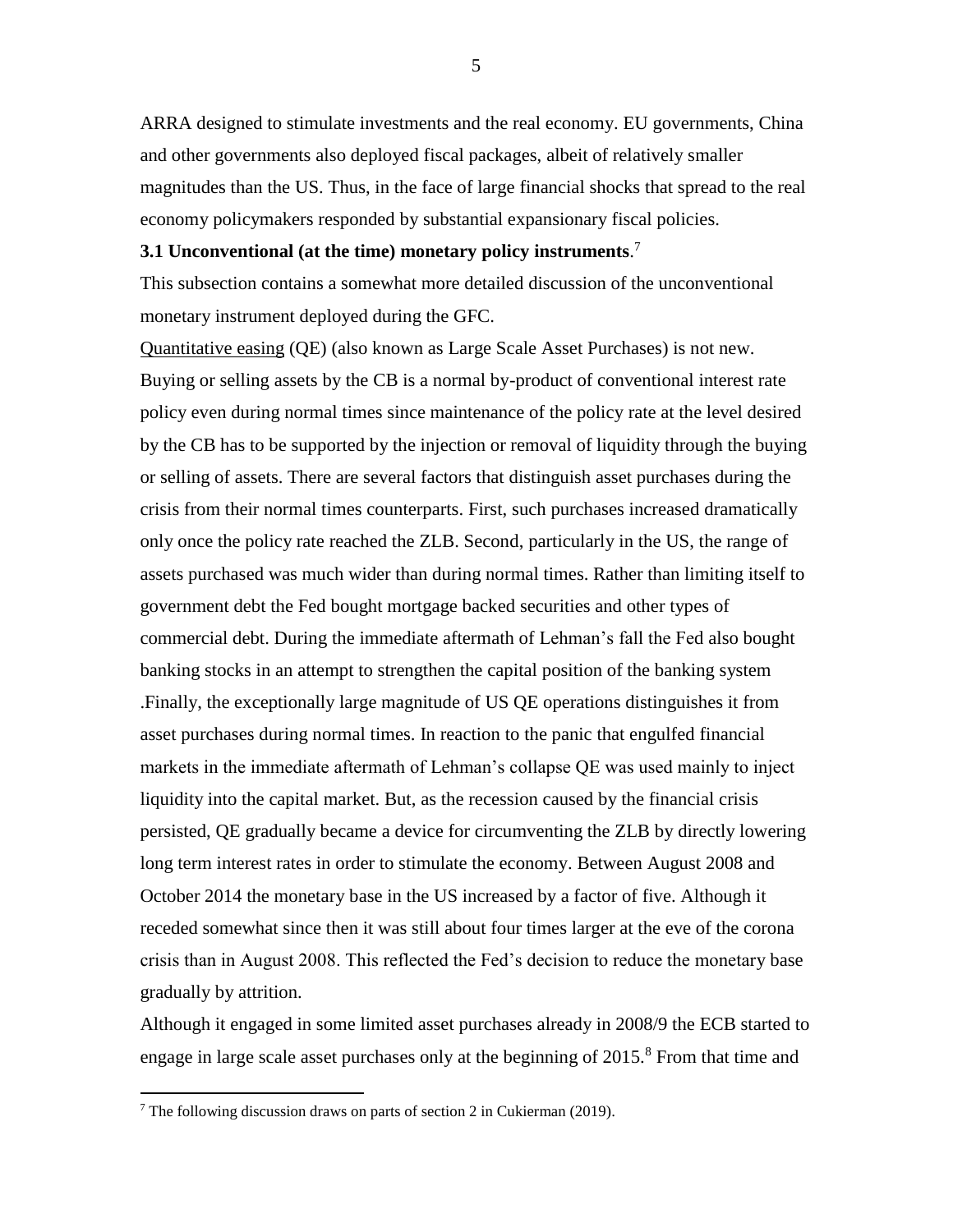ARRA designed to stimulate investments and the real economy. EU governments, China and other governments also deployed fiscal packages, albeit of relatively smaller magnitudes than the US. Thus, in the face of large financial shocks that spread to the real economy policymakers responded by substantial expansionary fiscal policies.

### 3.1 Unconventional (at the time) monetary policy instruments.[7]

This subsection contains a somewhat more detailed discussion of the unconventional monetary instrument deployed during the GFC.

Quantitative easing (QE) (also known as Large Scale Asset Purchases) is not new. Buying or selling assets by the CB is a normal by-product of conventional interest rate policy even during normal times since maintenance of the policy rate at the level desired by the CB has to be supported by the injection or removal of liquidity through the buying or selling of assets. There are several factors that distinguish asset purchases during the crisis from their normal times counterparts. First, such purchases increased dramatically only once the policy rate reached the ZLB. Second, particularly in the US, the range of assets purchased was much wider than during normal times. Rather than limiting itself to government debt the Fed bought mortgage backed securities and other types of commercial debt. During the immediate aftermath of Lehman's fall the Fed also bought banking stocks in an attempt to strengthen the capital position of the banking system .Finally, the exceptionally large magnitude of US QE operations distinguishes it from asset purchases during normal times. In reaction to the panic that engulfed financial markets in the immediate aftermath of Lehman's collapse QE was used mainly to inject liquidity into the capital market. But, as the recession caused by the financial crisis persisted, QE gradually became a device for circumventing the ZLB by directly lowering long term interest rates in order to stimulate the economy. Between August 2008 and October 2014 the monetary base in the US increased by a factor of five. Although it receded somewhat since then it was still about four times larger at the eve of the corona crisis than in August 2008. This reflected the Fed's decision to reduce the monetary base gradually by attrition.

Although it engaged in some limited asset purchases already in 2008/9 the ECB started to engage in large scale asset purchases only at the beginning of 2015.[8] From that time and

[7] The following discussion draws on parts of section 2 in Cukierman (2019).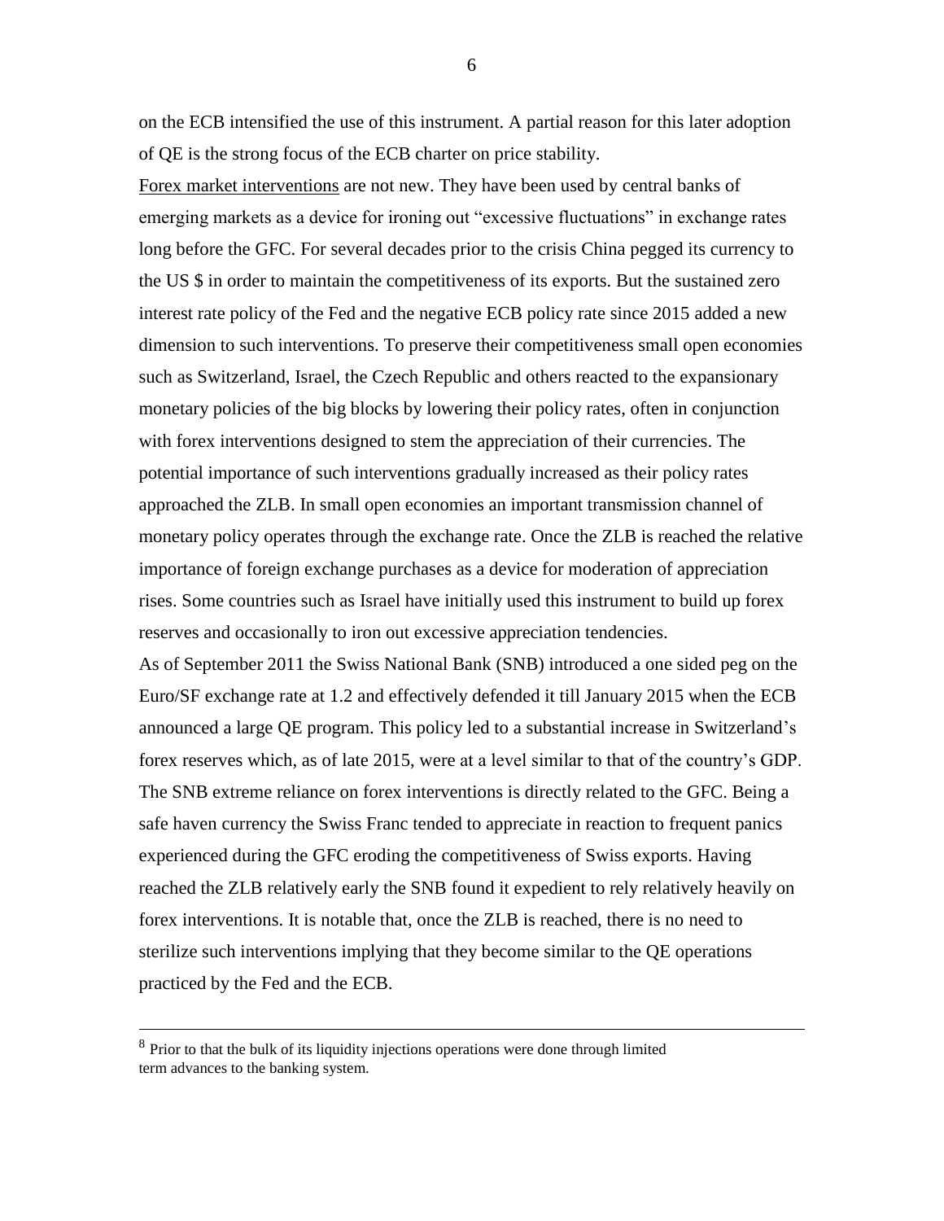on the ECB intensified the use of this instrument. A partial reason for this later adoption of QE is the strong focus of the ECB charter on price stability.

<u>Forex market interventions</u> are not new. They have been used by central banks of emerging markets as a device for ironing out "excessive fluctuations" in exchange rates long before the GFC. For several decades prior to the crisis China pegged its currency to the US $ in order to maintain the competitiveness of its exports. But the sustained zero interest rate policy of the Fed and the negative ECB policy rate since 2015 added a new dimension to such interventions. To preserve their competitiveness small open economies such as Switzerland, Israel, the Czech Republic and others reacted to the expansionary monetary policies of the big blocks by lowering their policy rates, often in conjunction with forex interventions designed to stem the appreciation of their currencies. The potential importance of such interventions gradually increased as their policy rates approached the ZLB. In small open economies an important transmission channel of monetary policy operates through the exchange rate. Once the ZLB is reached the relative importance of foreign exchange purchases as a device for moderation of appreciation rises. Some countries such as Israel have initially used this instrument to build up forex reserves and occasionally to iron out excessive appreciation tendencies.

As of September 2011 the Swiss National Bank (SNB) introduced a one sided peg on the Euro/SF exchange rate at 1.2 and effectively defended it till January 2015 when the ECB announced a large QE program. This policy led to a substantial increase in Switzerland's forex reserves which, as of late 2015, were at a level similar to that of the country's GDP. The SNB extreme reliance on forex interventions is directly related to the GFC. Being a safe haven currency the Swiss Franc tended to appreciate in reaction to frequent panics experienced during the GFC eroding the competitiveness of Swiss exports. Having reached the ZLB relatively early the SNB found it expedient to rely relatively heavily on forex interventions. It is notable that, once the ZLB is reached, there is no need to sterilize such interventions implying that they become similar to the QE operations practiced by the Fed and the ECB.

---

[8] Prior to that the bulk of its liquidity injections operations were done through limited term advances to the banking system.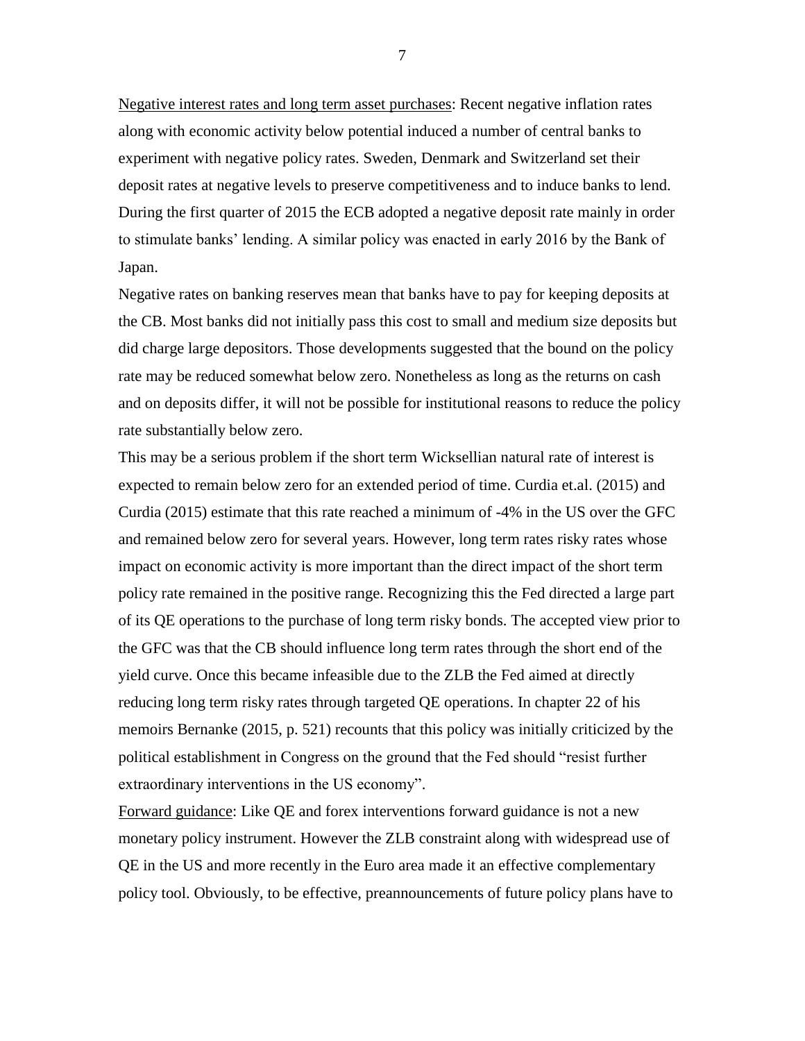Negative interest rates and long term asset purchases: Recent negative inflation rates along with economic activity below potential induced a number of central banks to experiment with negative policy rates. Sweden, Denmark and Switzerland set their deposit rates at negative levels to preserve competitiveness and to induce banks to lend. During the first quarter of 2015 the ECB adopted a negative deposit rate mainly in order to stimulate banks' lending. A similar policy was enacted in early 2016 by the Bank of Japan.

Negative rates on banking reserves mean that banks have to pay for keeping deposits at the CB. Most banks did not initially pass this cost to small and medium size deposits but did charge large depositors. Those developments suggested that the bound on the policy rate may be reduced somewhat below zero. Nonetheless as long as the returns on cash and on deposits differ, it will not be possible for institutional reasons to reduce the policy rate substantially below zero.

This may be a serious problem if the short term Wicksellian natural rate of interest is expected to remain below zero for an extended period of time. Curdia et.al. (2015) and Curdia (2015) estimate that this rate reached a minimum of -4% in the US over the GFC and remained below zero for several years. However, long term rates risky rates whose impact on economic activity is more important than the direct impact of the short term policy rate remained in the positive range. Recognizing this the Fed directed a large part of its QE operations to the purchase of long term risky bonds. The accepted view prior to the GFC was that the CB should influence long term rates through the short end of the yield curve. Once this became infeasible due to the ZLB the Fed aimed at directly reducing long term risky rates through targeted QE operations. In chapter 22 of his memoirs Bernanke (2015, p. 521) recounts that this policy was initially criticized by the political establishment in Congress on the ground that the Fed should "resist further extraordinary interventions in the US economy".

Forward guidance: Like QE and forex interventions forward guidance is not a new monetary policy instrument. However the ZLB constraint along with widespread use of QE in the US and more recently in the Euro area made it an effective complementary policy tool. Obviously, to be effective, preannouncements of future policy plans have to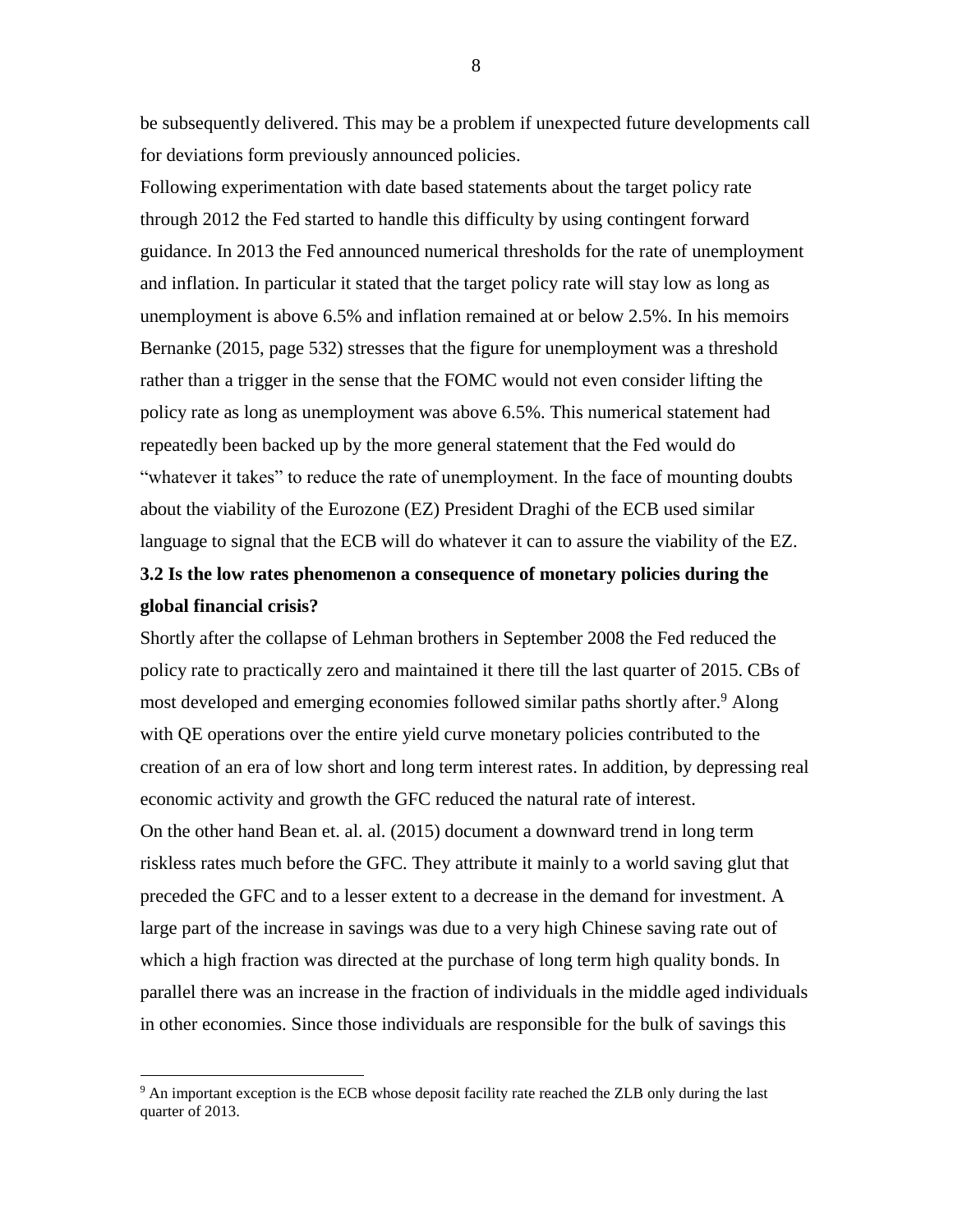be subsequently delivered. This may be a problem if unexpected future developments call for deviations form previously announced policies.

Following experimentation with date based statements about the target policy rate through 2012 the Fed started to handle this difficulty by using contingent forward guidance. In 2013 the Fed announced numerical thresholds for the rate of unemployment and inflation. In particular it stated that the target policy rate will stay low as long as unemployment is above 6.5% and inflation remained at or below 2.5%. In his memoirs Bernanke (2015, page 532) stresses that the figure for unemployment was a threshold rather than a trigger in the sense that the FOMC would not even consider lifting the policy rate as long as unemployment was above 6.5%. This numerical statement had repeatedly been backed up by the more general statement that the Fed would do "whatever it takes" to reduce the rate of unemployment. In the face of mounting doubts about the viability of the Eurozone (EZ) President Draghi of the ECB used similar language to signal that the ECB will do whatever it can to assure the viability of the EZ.

### 3.2 Is the low rates phenomenon a consequence of monetary policies during the global financial crisis?

Shortly after the collapse of Lehman brothers in September 2008 the Fed reduced the policy rate to practically zero and maintained it there till the last quarter of 2015. CBs of most developed and emerging economies followed similar paths shortly after.[9] Along with QE operations over the entire yield curve monetary policies contributed to the creation of an era of low short and long term interest rates. In addition, by depressing real economic activity and growth the GFC reduced the natural rate of interest.

On the other hand Bean et. al. al. (2015) document a downward trend in long term riskless rates much before the GFC. They attribute it mainly to a world saving glut that preceded the GFC and to a lesser extent to a decrease in the demand for investment. A large part of the increase in savings was due to a very high Chinese saving rate out of which a high fraction was directed at the purchase of long term high quality bonds. In parallel there was an increase in the fraction of individuals in the middle aged individuals in other economies. Since those individuals are responsible for the bulk of savings this

[9] An important exception is the ECB whose deposit facility rate reached the ZLB only during the last quarter of 2013.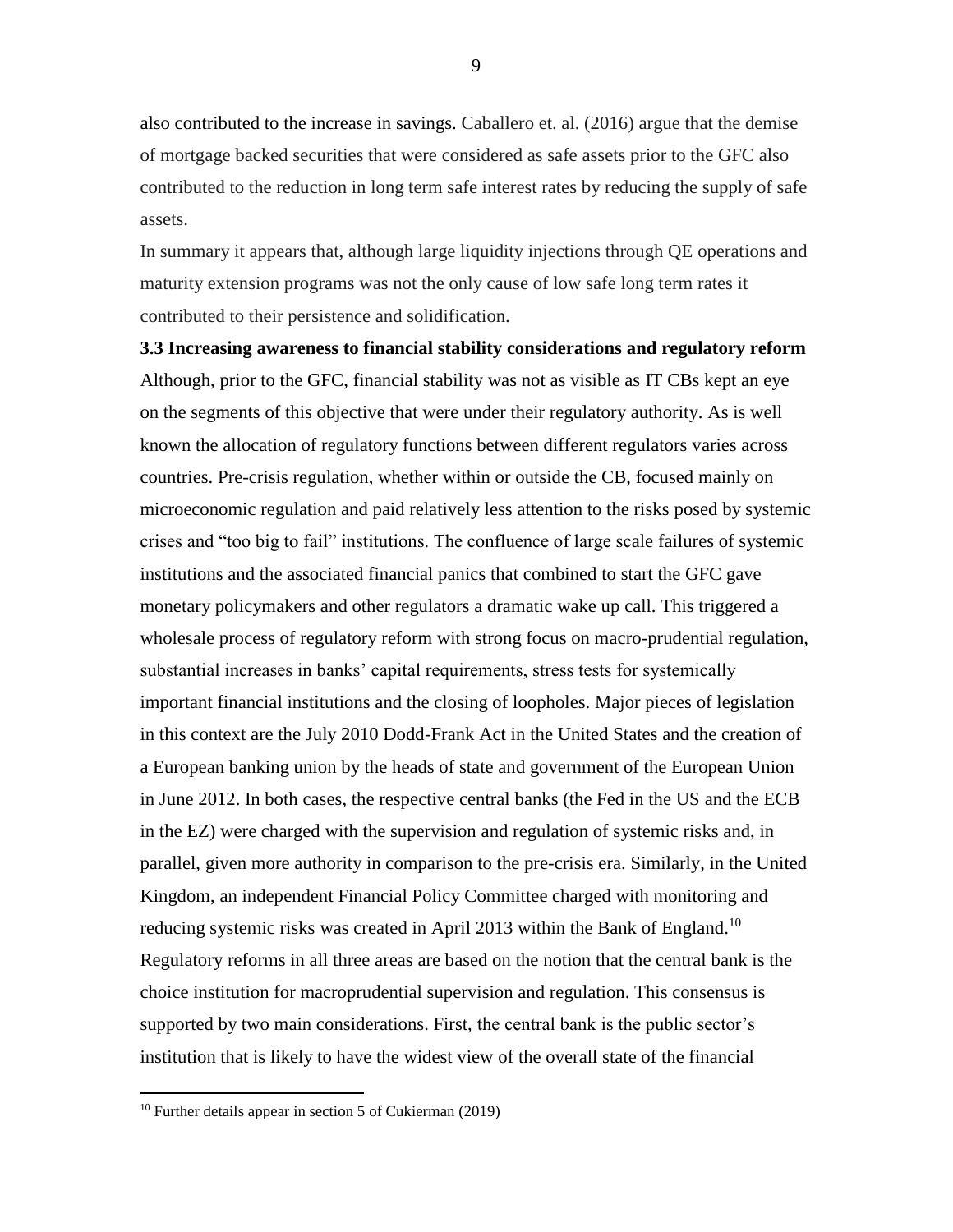also contributed to the increase in savings. Caballero et. al. (2016) argue that the demise of mortgage backed securities that were considered as safe assets prior to the GFC also contributed to the reduction in long term safe interest rates by reducing the supply of safe assets.

In summary it appears that, although large liquidity injections through QE operations and maturity extension programs was not the only cause of low safe long term rates it contributed to their persistence and solidification.

### 3.3 Increasing awareness to financial stability considerations and regulatory reform

Although, prior to the GFC, financial stability was not as visible as IT CBs kept an eye on the segments of this objective that were under their regulatory authority. As is well known the allocation of regulatory functions between different regulators varies across countries. Pre-crisis regulation, whether within or outside the CB, focused mainly on microeconomic regulation and paid relatively less attention to the risks posed by systemic crises and "too big to fail" institutions. The confluence of large scale failures of systemic institutions and the associated financial panics that combined to start the GFC gave monetary policymakers and other regulators a dramatic wake up call. This triggered a wholesale process of regulatory reform with strong focus on macro-prudential regulation, substantial increases in banks' capital requirements, stress tests for systemically important financial institutions and the closing of loopholes. Major pieces of legislation in this context are the July 2010 Dodd-Frank Act in the United States and the creation of a European banking union by the heads of state and government of the European Union in June 2012. In both cases, the respective central banks (the Fed in the US and the ECB in the EZ) were charged with the supervision and regulation of systemic risks and, in parallel, given more authority in comparison to the pre-crisis era. Similarly, in the United Kingdom, an independent Financial Policy Committee charged with monitoring and reducing systemic risks was created in April 2013 within the Bank of England.[10] Regulatory reforms in all three areas are based on the notion that the central bank is the choice institution for macroprudential supervision and regulation. This consensus is supported by two main considerations. First, the central bank is the public sector's institution that is likely to have the widest view of the overall state of the financial

[10] Further details appear in section 5 of Cukierman (2019)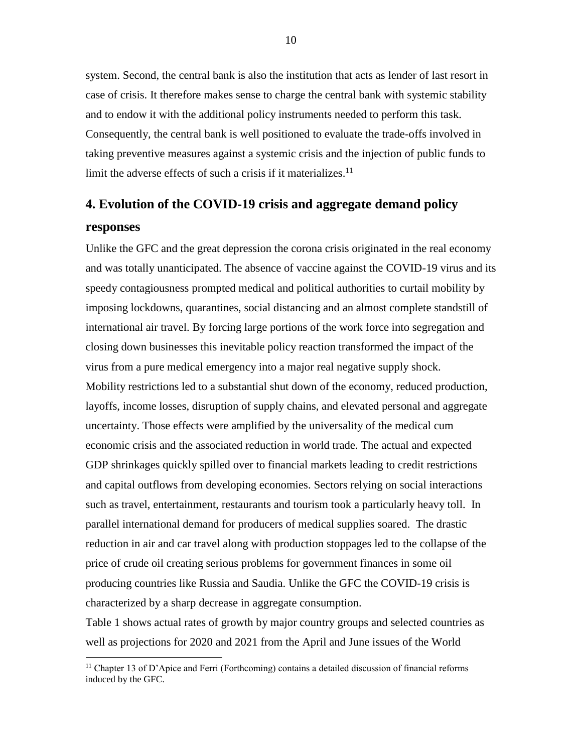system. Second, the central bank is also the institution that acts as lender of last resort in case of crisis. It therefore makes sense to charge the central bank with systemic stability and to endow it with the additional policy instruments needed to perform this task. Consequently, the central bank is well positioned to evaluate the trade-offs involved in taking preventive measures against a systemic crisis and the injection of public funds to limit the adverse effects of such a crisis if it materializes.[11]

## 4. Evolution of the COVID-19 crisis and aggregate demand policy responses

Unlike the GFC and the great depression the corona crisis originated in the real economy and was totally unanticipated. The absence of vaccine against the COVID-19 virus and its speedy contagiousness prompted medical and political authorities to curtail mobility by imposing lockdowns, quarantines, social distancing and an almost complete standstill of international air travel. By forcing large portions of the work force into segregation and closing down businesses this inevitable policy reaction transformed the impact of the virus from a pure medical emergency into a major real negative supply shock. Mobility restrictions led to a substantial shut down of the economy, reduced production, layoffs, income losses, disruption of supply chains, and elevated personal and aggregate uncertainty. Those effects were amplified by the universality of the medical cum economic crisis and the associated reduction in world trade. The actual and expected GDP shrinkages quickly spilled over to financial markets leading to credit restrictions and capital outflows from developing economies. Sectors relying on social interactions such as travel, entertainment, restaurants and tourism took a particularly heavy toll. In parallel international demand for producers of medical supplies soared. The drastic reduction in air and car travel along with production stoppages led to the collapse of the price of crude oil creating serious problems for government finances in some oil producing countries like Russia and Saudia. Unlike the GFC the COVID-19 crisis is characterized by a sharp decrease in aggregate consumption.

Table 1 shows actual rates of growth by major country groups and selected countries as well as projections for 2020 and 2021 from the April and June issues of the World

[11] Chapter 13 of D'Apice and Ferri (Forthcoming) contains a detailed discussion of financial reforms induced by the GFC.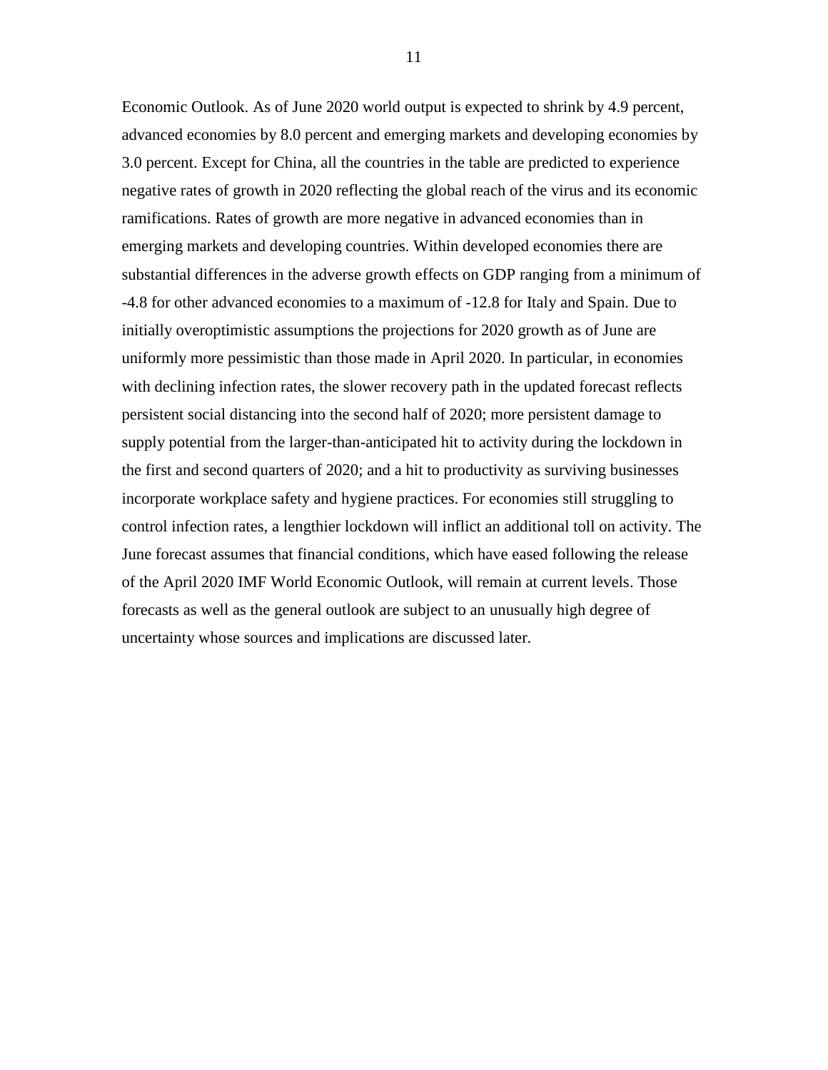Economic Outlook. As of June 2020 world output is expected to shrink by 4.9 percent, advanced economies by 8.0 percent and emerging markets and developing economies by 3.0 percent. Except for China, all the countries in the table are predicted to experience negative rates of growth in 2020 reflecting the global reach of the virus and its economic ramifications. Rates of growth are more negative in advanced economies than in emerging markets and developing countries. Within developed economies there are substantial differences in the adverse growth effects on GDP ranging from a minimum of -4.8 for other advanced economies to a maximum of -12.8 for Italy and Spain. Due to initially overoptimistic assumptions the projections for 2020 growth as of June are uniformly more pessimistic than those made in April 2020. In particular, in economies with declining infection rates, the slower recovery path in the updated forecast reflects persistent social distancing into the second half of 2020; more persistent damage to supply potential from the larger-than-anticipated hit to activity during the lockdown in the first and second quarters of 2020; and a hit to productivity as surviving businesses incorporate workplace safety and hygiene practices. For economies still struggling to control infection rates, a lengthier lockdown will inflict an additional toll on activity. The June forecast assumes that financial conditions, which have eased following the release of the April 2020 IMF World Economic Outlook, will remain at current levels. Those forecasts as well as the general outlook are subject to an unusually high degree of uncertainty whose sources and implications are discussed later.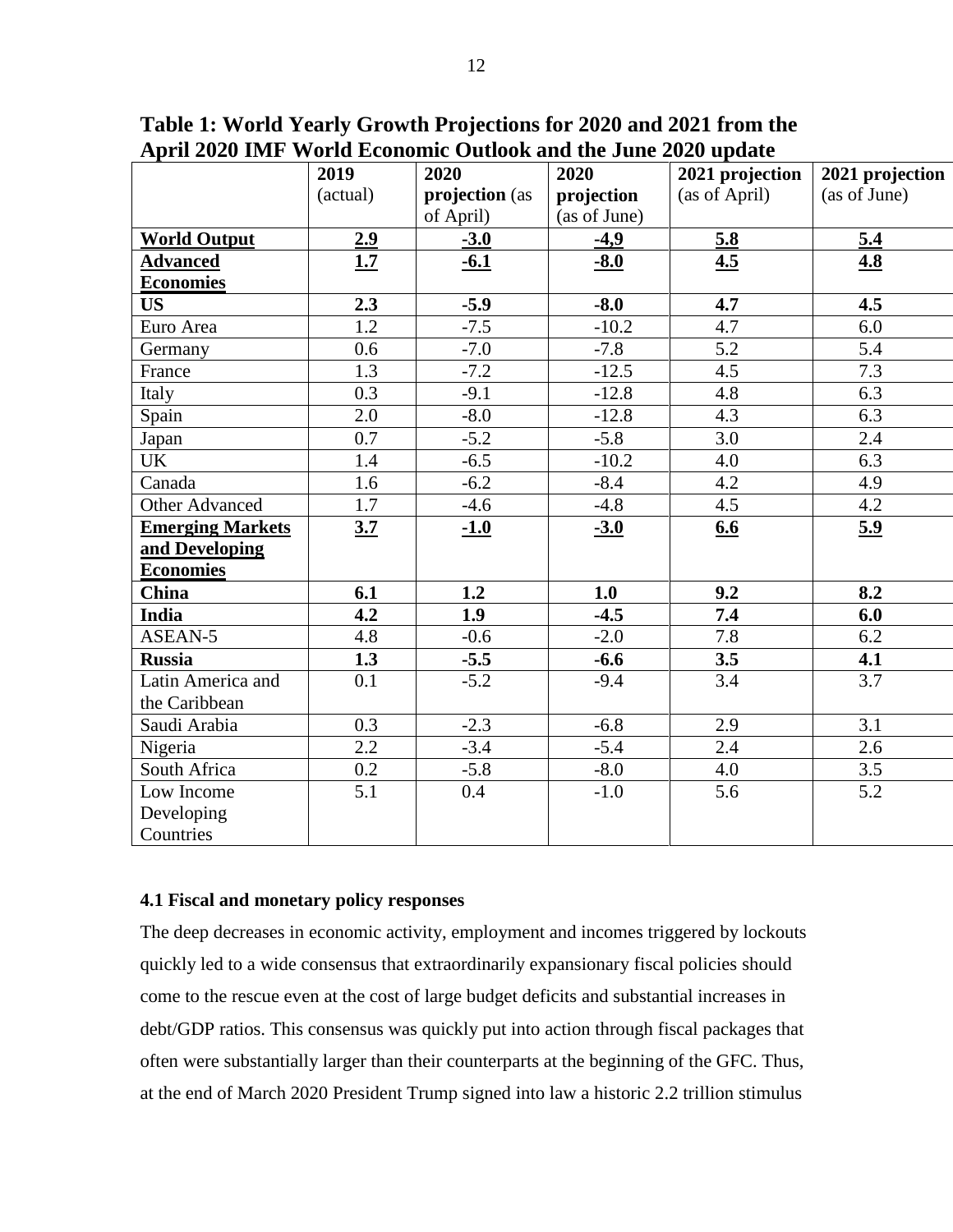**Table 1: World Yearly Growth Projections for 2020 and 2021 from the April 2020 IMF World Economic Outlook and the June 2020 update**

| | **2019** (actual) | **2020 projection** (as of April) | **2020 projection** (as of June) | **2021 projection** (as of April) | **2021 projection** (as of June) |
|---|---|---|---|---|---|
| **World Output** | **2.9** | **-3.0** | **-4,9** | **5.8** | **5.4** |
| **Advanced Economies** | **1.7** | **-6.1** | **-8.0** | **4.5** | **4.8** |
| **US** | **2.3** | **-5.9** | **-8.0** | **4.7** | **4.5** |
| Euro Area | 1.2 | -7.5 | -10.2 | 4.7 | 6.0 |
| Germany | 0.6 | -7.0 | -7.8 | 5.2 | 5.4 |
| France | 1.3 | -7.2 | -12.5 | 4.5 | 7.3 |
| Italy | 0.3 | -9.1 | -12.8 | 4.8 | 6.3 |
| Spain | 2.0 | -8.0 | -12.8 | 4.3 | 6.3 |
| Japan | 0.7 | -5.2 | -5.8 | 3.0 | 2.4 |
| UK | 1.4 | -6.5 | -10.2 | 4.0 | 6.3 |
| Canada | 1.6 | -6.2 | -8.4 | 4.2 | 4.9 |
| Other Advanced | 1.7 | -4.6 | -4.8 | 4.5 | 4.2 |
| **Emerging Markets and Developing Economies** | **3.7** | **-1.0** | **-3.0** | **6.6** | **5.9** |
| **China** | **6.1** | **1.2** | **1.0** | **9.2** | **8.2** |
| **India** | **4.2** | **1.9** | **-4.5** | **7.4** | **6.0** |
| ASEAN-5 | 4.8 | -0.6 | -2.0 | 7.8 | 6.2 |
| **Russia** | **1.3** | **-5.5** | **-6.6** | **3.5** | **4.1** |
| Latin America and the Caribbean | 0.1 | -5.2 | -9.4 | 3.4 | 3.7 |
| Saudi Arabia | 0.3 | -2.3 | -6.8 | 2.9 | 3.1 |
| Nigeria | 2.2 | -3.4 | -5.4 | 2.4 | 2.6 |
| South Africa | 0.2 | -5.8 | -8.0 | 4.0 | 3.5 |
| Low Income Developing Countries | 5.1 | 0.4 | -1.0 | 5.6 | 5.2 |

### 4.1 Fiscal and monetary policy responses

The deep decreases in economic activity, employment and incomes triggered by lockouts quickly led to a wide consensus that extraordinarily expansionary fiscal policies should come to the rescue even at the cost of large budget deficits and substantial increases in debt/GDP ratios. This consensus was quickly put into action through fiscal packages that often were substantially larger than their counterparts at the beginning of the GFC. Thus, at the end of March 2020 President Trump signed into law a historic 2.2 trillion stimulus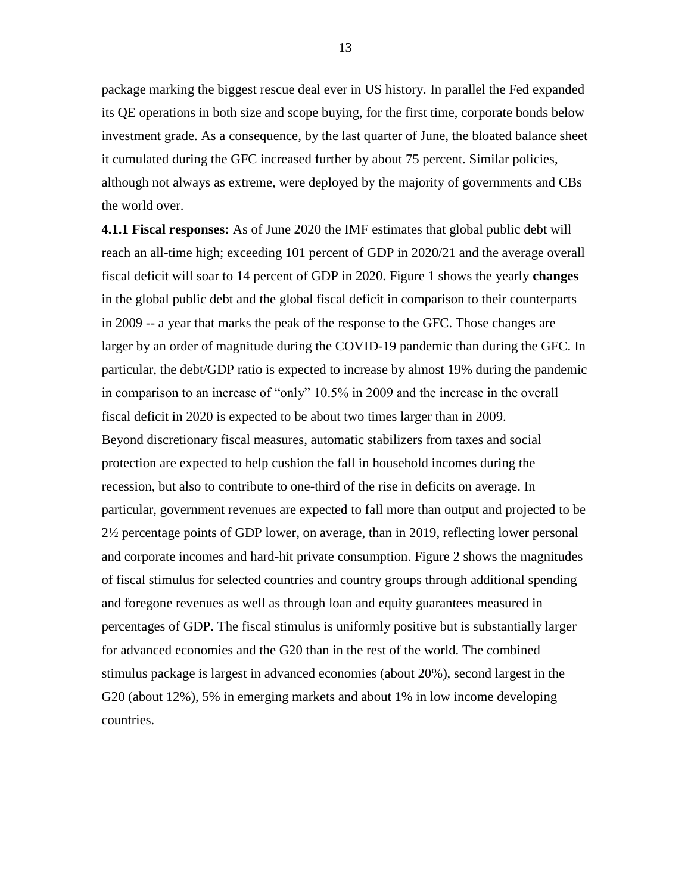package marking the biggest rescue deal ever in US history. In parallel the Fed expanded its QE operations in both size and scope buying, for the first time, corporate bonds below investment grade. As a consequence, by the last quarter of June, the bloated balance sheet it cumulated during the GFC increased further by about 75 percent. Similar policies, although not always as extreme, were deployed by the majority of governments and CBs the world over.

**4.1.1 Fiscal responses:** As of June 2020 the IMF estimates that global public debt will reach an all-time high; exceeding 101 percent of GDP in 2020/21 and the average overall fiscal deficit will soar to 14 percent of GDP in 2020. Figure 1 shows the yearly **changes** in the global public debt and the global fiscal deficit in comparison to their counterparts in 2009 -- a year that marks the peak of the response to the GFC. Those changes are larger by an order of magnitude during the COVID-19 pandemic than during the GFC. In particular, the debt/GDP ratio is expected to increase by almost 19% during the pandemic in comparison to an increase of "only" 10.5% in 2009 and the increase in the overall fiscal deficit in 2020 is expected to be about two times larger than in 2009.

Beyond discretionary fiscal measures, automatic stabilizers from taxes and social protection are expected to help cushion the fall in household incomes during the recession, but also to contribute to one-third of the rise in deficits on average. In particular, government revenues are expected to fall more than output and projected to be 2½ percentage points of GDP lower, on average, than in 2019, reflecting lower personal and corporate incomes and hard-hit private consumption. Figure 2 shows the magnitudes of fiscal stimulus for selected countries and country groups through additional spending and foregone revenues as well as through loan and equity guarantees measured in percentages of GDP. The fiscal stimulus is uniformly positive but is substantially larger for advanced economies and the G20 than in the rest of the world. The combined stimulus package is largest in advanced economies (about 20%), second largest in the G20 (about 12%), 5% in emerging markets and about 1% in low income developing countries.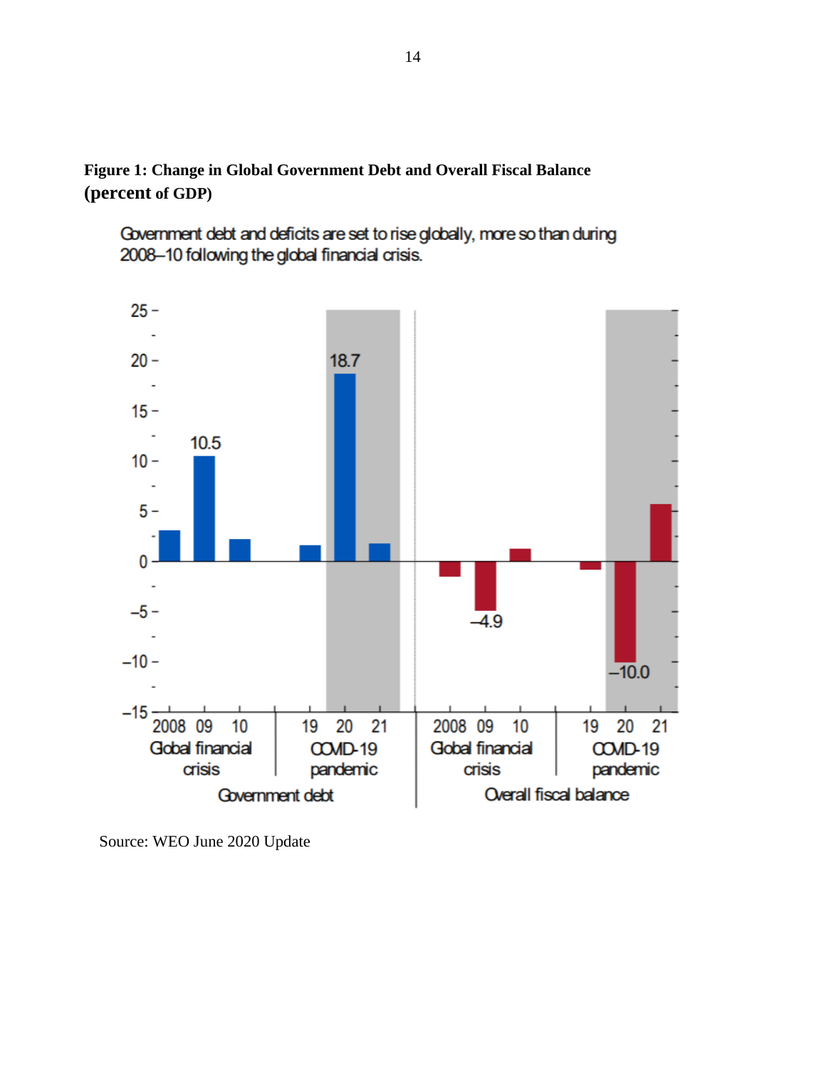**Figure 1: Change in Global Government Debt and Overall Fiscal Balance (percent of GDP)**

Government debt and deficits are set to rise globally, more so than during 2008–10 following the global financial crisis.

Source: WEO June 2020 Update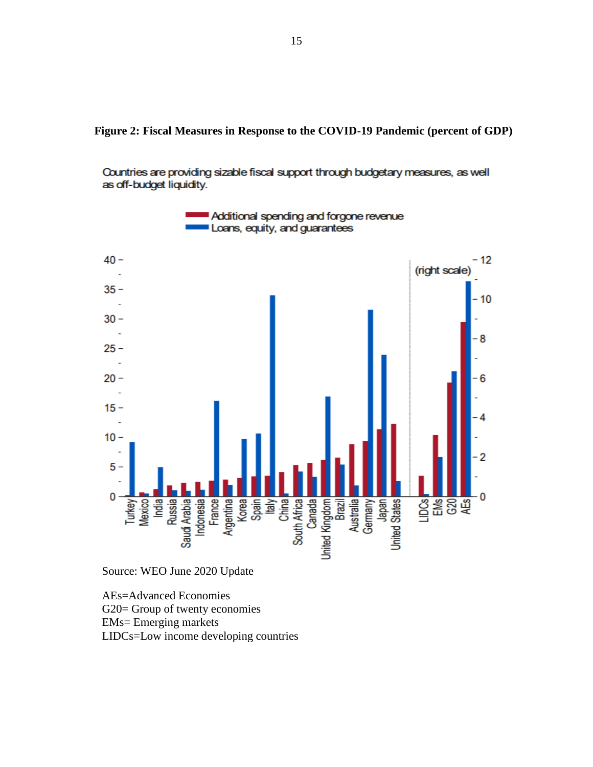**Figure 2: Fiscal Measures in Response to the COVID-19 Pandemic (percent of GDP)**

Countries are providing sizable fiscal support through budgetary measures, as well as off-budget liquidity.

Source: WEO June 2020 Update

AEs=Advanced Economies
G20= Group of twenty economies
EMs= Emerging markets
LIDCs=Low income developing countries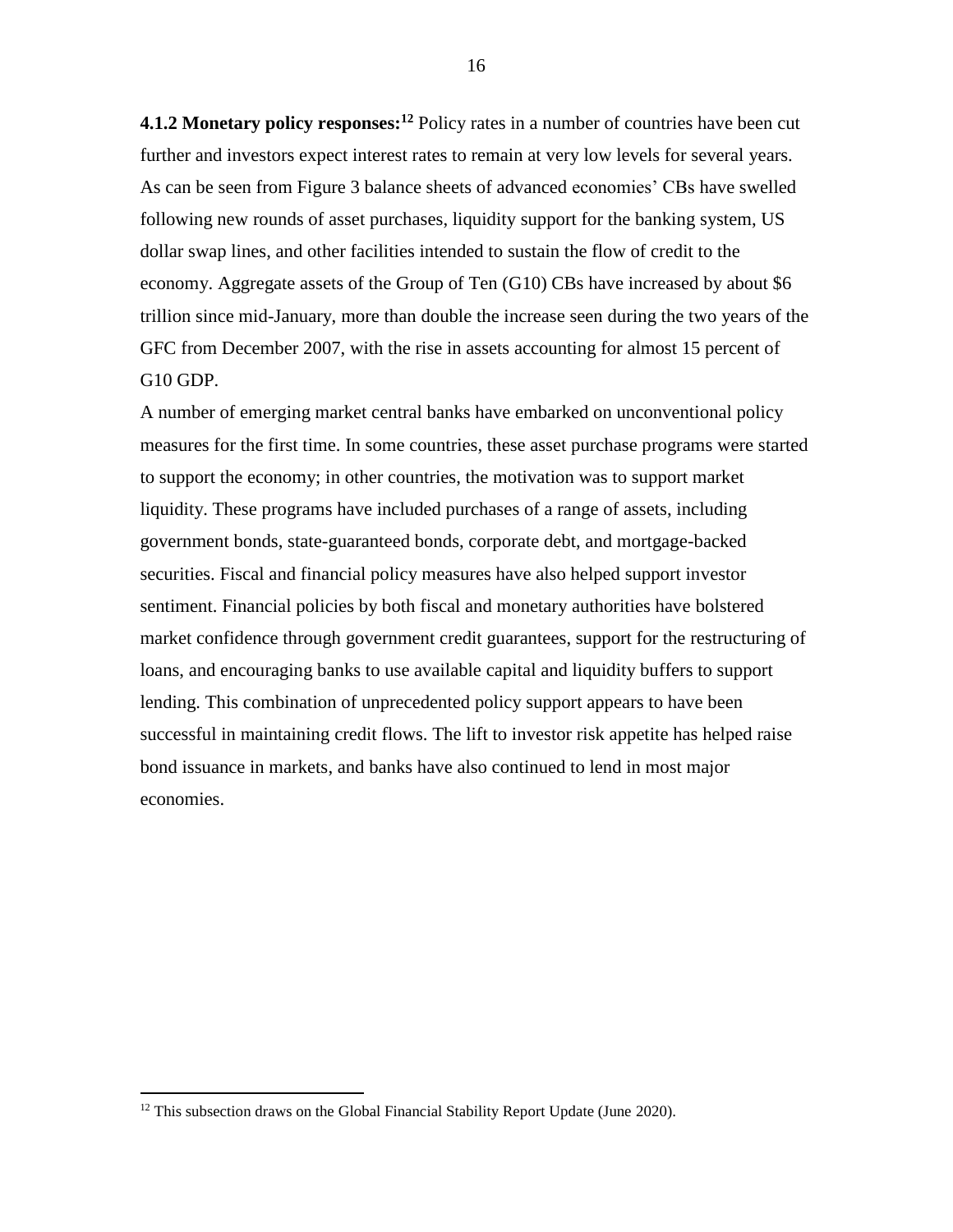**4.1.2 Monetary policy responses:**[12] Policy rates in a number of countries have been cut further and investors expect interest rates to remain at very low levels for several years. As can be seen from Figure 3 balance sheets of advanced economies' CBs have swelled following new rounds of asset purchases, liquidity support for the banking system, US dollar swap lines, and other facilities intended to sustain the flow of credit to the economy. Aggregate assets of the Group of Ten (G10) CBs have increased by about $6 trillion since mid-January, more than double the increase seen during the two years of the GFC from December 2007, with the rise in assets accounting for almost 15 percent of G10 GDP.

A number of emerging market central banks have embarked on unconventional policy measures for the first time. In some countries, these asset purchase programs were started to support the economy; in other countries, the motivation was to support market liquidity. These programs have included purchases of a range of assets, including government bonds, state-guaranteed bonds, corporate debt, and mortgage-backed securities. Fiscal and financial policy measures have also helped support investor sentiment. Financial policies by both fiscal and monetary authorities have bolstered market confidence through government credit guarantees, support for the restructuring of loans, and encouraging banks to use available capital and liquidity buffers to support lending. This combination of unprecedented policy support appears to have been successful in maintaining credit flows. The lift to investor risk appetite has helped raise bond issuance in markets, and banks have also continued to lend in most major economies.

[12] This subsection draws on the Global Financial Stability Report Update (June 2020).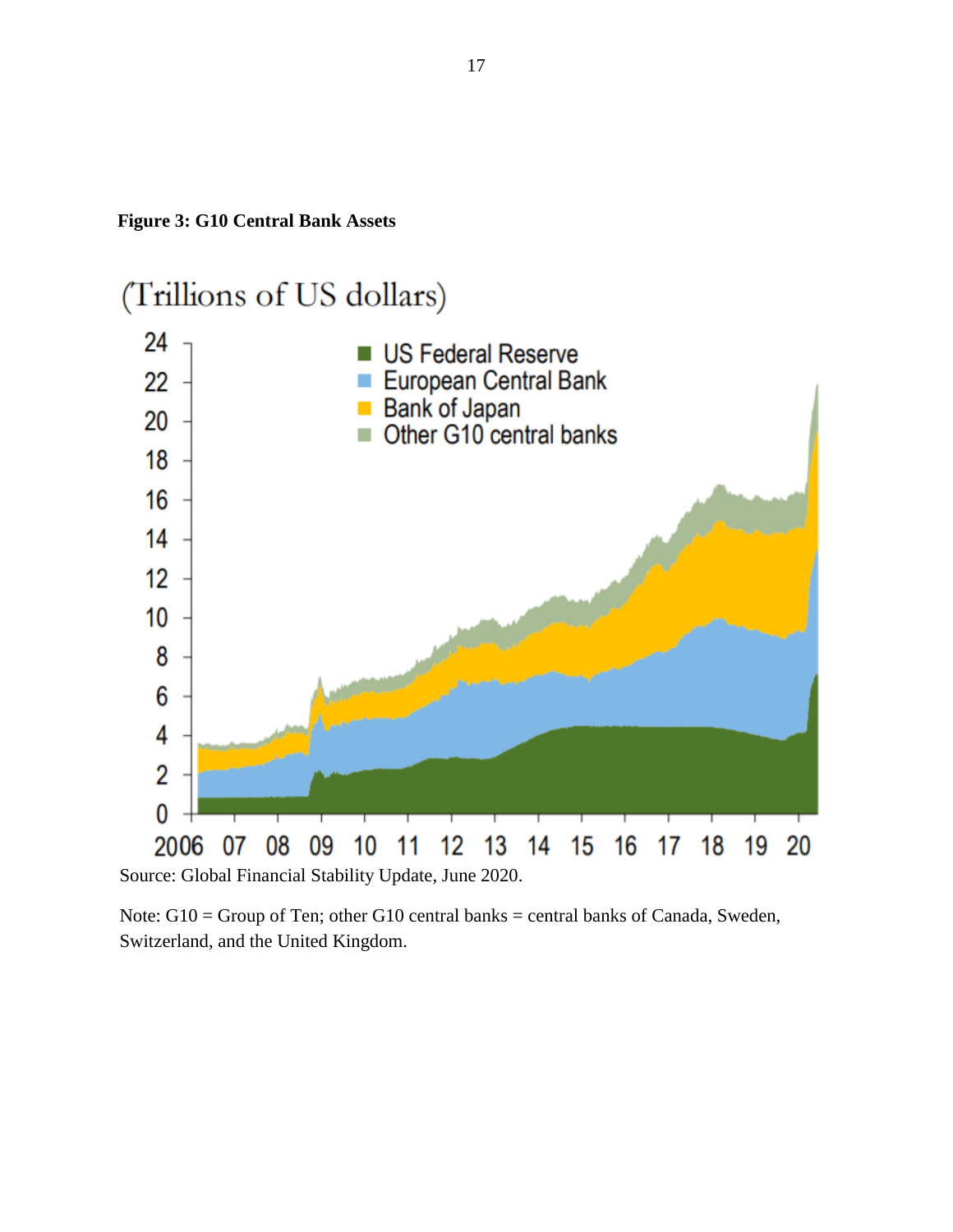**Figure 3: G10 Central Bank Assets**

Source: Global Financial Stability Update, June 2020.

Note: G10 = Group of Ten; other G10 central banks = central banks of Canada, Sweden, Switzerland, and the United Kingdom.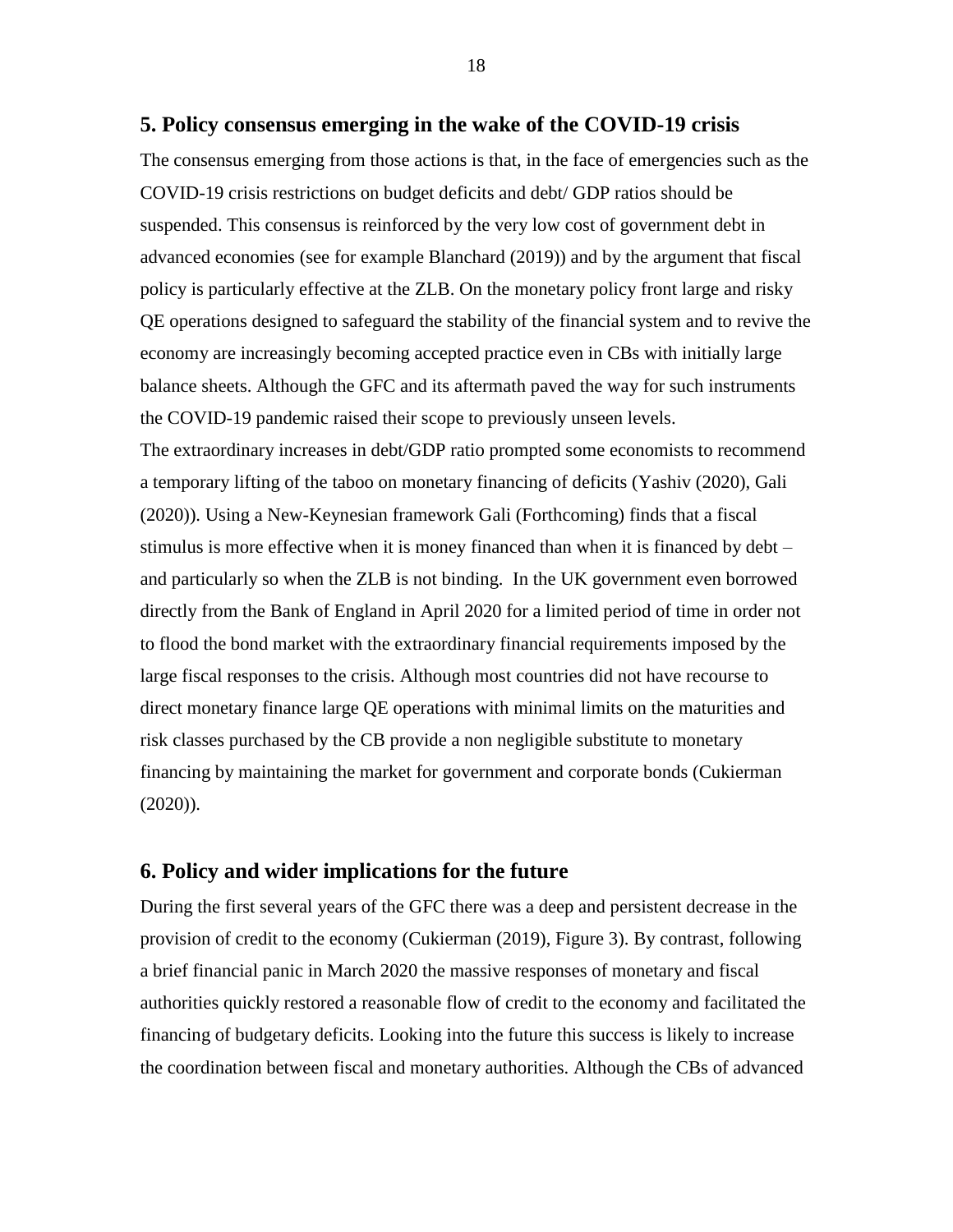## 5. Policy consensus emerging in the wake of the COVID-19 crisis

The consensus emerging from those actions is that, in the face of emergencies such as the COVID-19 crisis restrictions on budget deficits and debt/ GDP ratios should be suspended. This consensus is reinforced by the very low cost of government debt in advanced economies (see for example Blanchard (2019)) and by the argument that fiscal policy is particularly effective at the ZLB. On the monetary policy front large and risky QE operations designed to safeguard the stability of the financial system and to revive the economy are increasingly becoming accepted practice even in CBs with initially large balance sheets. Although the GFC and its aftermath paved the way for such instruments the COVID-19 pandemic raised their scope to previously unseen levels.

The extraordinary increases in debt/GDP ratio prompted some economists to recommend a temporary lifting of the taboo on monetary financing of deficits (Yashiv (2020), Gali (2020)). Using a New-Keynesian framework Gali (Forthcoming) finds that a fiscal stimulus is more effective when it is money financed than when it is financed by debt – and particularly so when the ZLB is not binding. In the UK government even borrowed directly from the Bank of England in April 2020 for a limited period of time in order not to flood the bond market with the extraordinary financial requirements imposed by the large fiscal responses to the crisis. Although most countries did not have recourse to direct monetary finance large QE operations with minimal limits on the maturities and risk classes purchased by the CB provide a non negligible substitute to monetary financing by maintaining the market for government and corporate bonds (Cukierman (2020)).

## 6. Policy and wider implications for the future

During the first several years of the GFC there was a deep and persistent decrease in the provision of credit to the economy (Cukierman (2019), Figure 3). By contrast, following a brief financial panic in March 2020 the massive responses of monetary and fiscal authorities quickly restored a reasonable flow of credit to the economy and facilitated the financing of budgetary deficits. Looking into the future this success is likely to increase the coordination between fiscal and monetary authorities. Although the CBs of advanced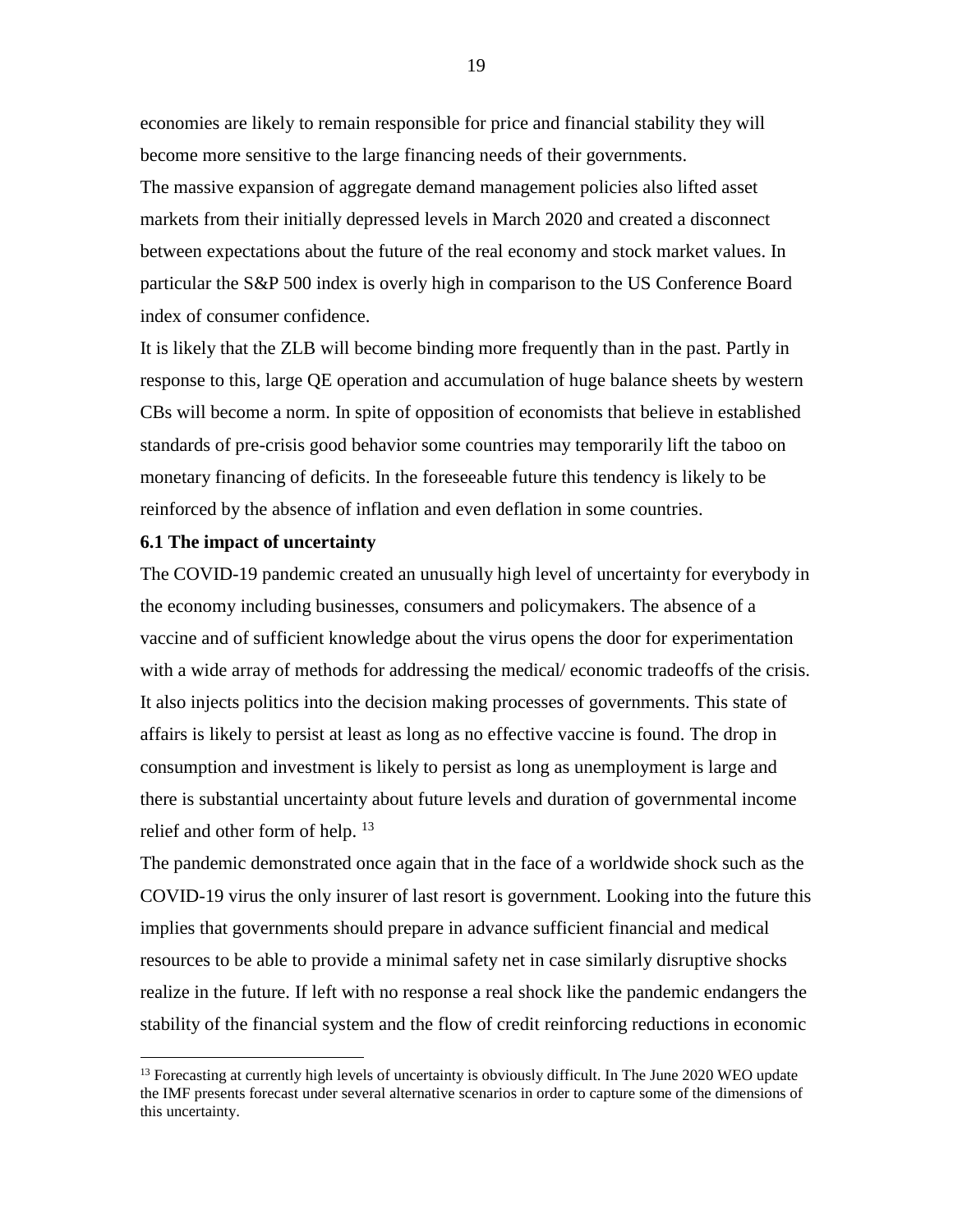economies are likely to remain responsible for price and financial stability they will become more sensitive to the large financing needs of their governments.

The massive expansion of aggregate demand management policies also lifted asset markets from their initially depressed levels in March 2020 and created a disconnect between expectations about the future of the real economy and stock market values. In particular the S&P 500 index is overly high in comparison to the US Conference Board index of consumer confidence.

It is likely that the ZLB will become binding more frequently than in the past. Partly in response to this, large QE operation and accumulation of huge balance sheets by western CBs will become a norm. In spite of opposition of economists that believe in established standards of pre-crisis good behavior some countries may temporarily lift the taboo on monetary financing of deficits. In the foreseeable future this tendency is likely to be reinforced by the absence of inflation and even deflation in some countries.

**6.1 The impact of uncertainty**

The COVID-19 pandemic created an unusually high level of uncertainty for everybody in the economy including businesses, consumers and policymakers. The absence of a vaccine and of sufficient knowledge about the virus opens the door for experimentation with a wide array of methods for addressing the medical/ economic tradeoffs of the crisis. It also injects politics into the decision making processes of governments. This state of affairs is likely to persist at least as long as no effective vaccine is found. The drop in consumption and investment is likely to persist as long as unemployment is large and there is substantial uncertainty about future levels and duration of governmental income relief and other form of help. [13]

The pandemic demonstrated once again that in the face of a worldwide shock such as the COVID-19 virus the only insurer of last resort is government. Looking into the future this implies that governments should prepare in advance sufficient financial and medical resources to be able to provide a minimal safety net in case similarly disruptive shocks realize in the future. If left with no response a real shock like the pandemic endangers the stability of the financial system and the flow of credit reinforcing reductions in economic

---

[13] Forecasting at currently high levels of uncertainty is obviously difficult. In The June 2020 WEO update the IMF presents forecast under several alternative scenarios in order to capture some of the dimensions of this uncertainty.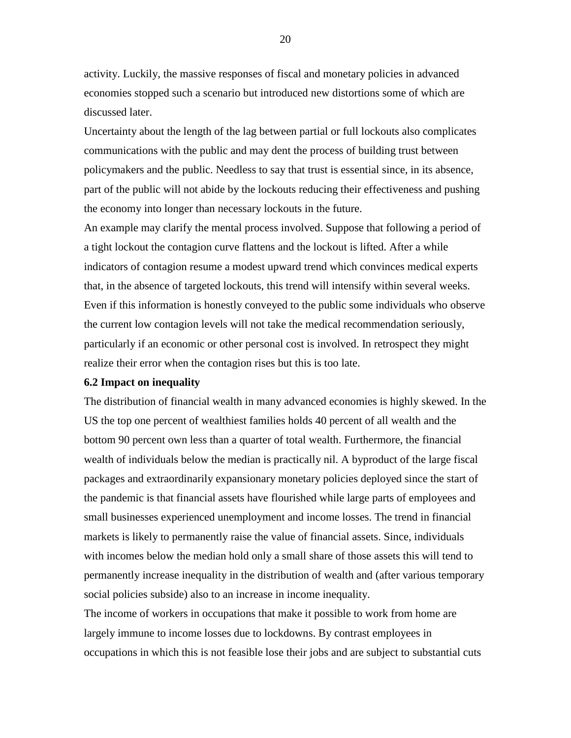activity. Luckily, the massive responses of fiscal and monetary policies in advanced economies stopped such a scenario but introduced new distortions some of which are discussed later.

Uncertainty about the length of the lag between partial or full lockouts also complicates communications with the public and may dent the process of building trust between policymakers and the public. Needless to say that trust is essential since, in its absence, part of the public will not abide by the lockouts reducing their effectiveness and pushing the economy into longer than necessary lockouts in the future.

An example may clarify the mental process involved. Suppose that following a period of a tight lockout the contagion curve flattens and the lockout is lifted. After a while indicators of contagion resume a modest upward trend which convinces medical experts that, in the absence of targeted lockouts, this trend will intensify within several weeks. Even if this information is honestly conveyed to the public some individuals who observe the current low contagion levels will not take the medical recommendation seriously, particularly if an economic or other personal cost is involved. In retrospect they might realize their error when the contagion rises but this is too late.

### 6.2 Impact on inequality

The distribution of financial wealth in many advanced economies is highly skewed. In the US the top one percent of wealthiest families holds 40 percent of all wealth and the bottom 90 percent own less than a quarter of total wealth. Furthermore, the financial wealth of individuals below the median is practically nil. A byproduct of the large fiscal packages and extraordinarily expansionary monetary policies deployed since the start of the pandemic is that financial assets have flourished while large parts of employees and small businesses experienced unemployment and income losses. The trend in financial markets is likely to permanently raise the value of financial assets. Since, individuals with incomes below the median hold only a small share of those assets this will tend to permanently increase inequality in the distribution of wealth and (after various temporary social policies subside) also to an increase in income inequality.

The income of workers in occupations that make it possible to work from home are largely immune to income losses due to lockdowns. By contrast employees in occupations in which this is not feasible lose their jobs and are subject to substantial cuts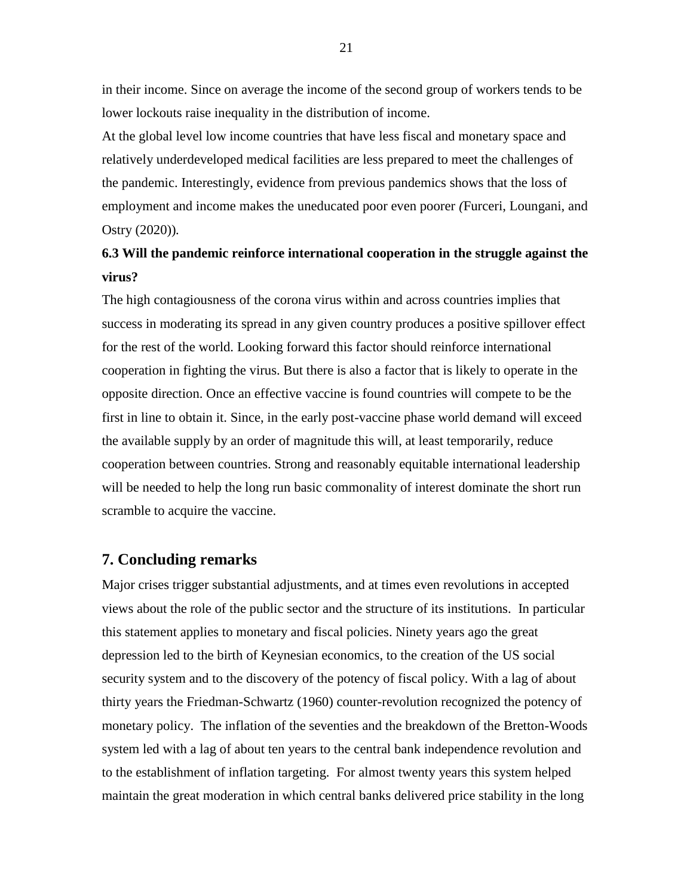in their income. Since on average the income of the second group of workers tends to be lower lockouts raise inequality in the distribution of income.

At the global level low income countries that have less fiscal and monetary space and relatively underdeveloped medical facilities are less prepared to meet the challenges of the pandemic. Interestingly, evidence from previous pandemics shows that the loss of employment and income makes the uneducated poor even poorer *(*Furceri, Loungani, and Ostry (2020))*.*

### 6.3 Will the pandemic reinforce international cooperation in the struggle against the virus?

The high contagiousness of the corona virus within and across countries implies that success in moderating its spread in any given country produces a positive spillover effect for the rest of the world. Looking forward this factor should reinforce international cooperation in fighting the virus. But there is also a factor that is likely to operate in the opposite direction. Once an effective vaccine is found countries will compete to be the first in line to obtain it. Since, in the early post-vaccine phase world demand will exceed the available supply by an order of magnitude this will, at least temporarily, reduce cooperation between countries. Strong and reasonably equitable international leadership will be needed to help the long run basic commonality of interest dominate the short run scramble to acquire the vaccine.

## 7. Concluding remarks

Major crises trigger substantial adjustments, and at times even revolutions in accepted views about the role of the public sector and the structure of its institutions. In particular this statement applies to monetary and fiscal policies. Ninety years ago the great depression led to the birth of Keynesian economics, to the creation of the US social security system and to the discovery of the potency of fiscal policy. With a lag of about thirty years the Friedman-Schwartz (1960) counter-revolution recognized the potency of monetary policy. The inflation of the seventies and the breakdown of the Bretton-Woods system led with a lag of about ten years to the central bank independence revolution and to the establishment of inflation targeting. For almost twenty years this system helped maintain the great moderation in which central banks delivered price stability in the long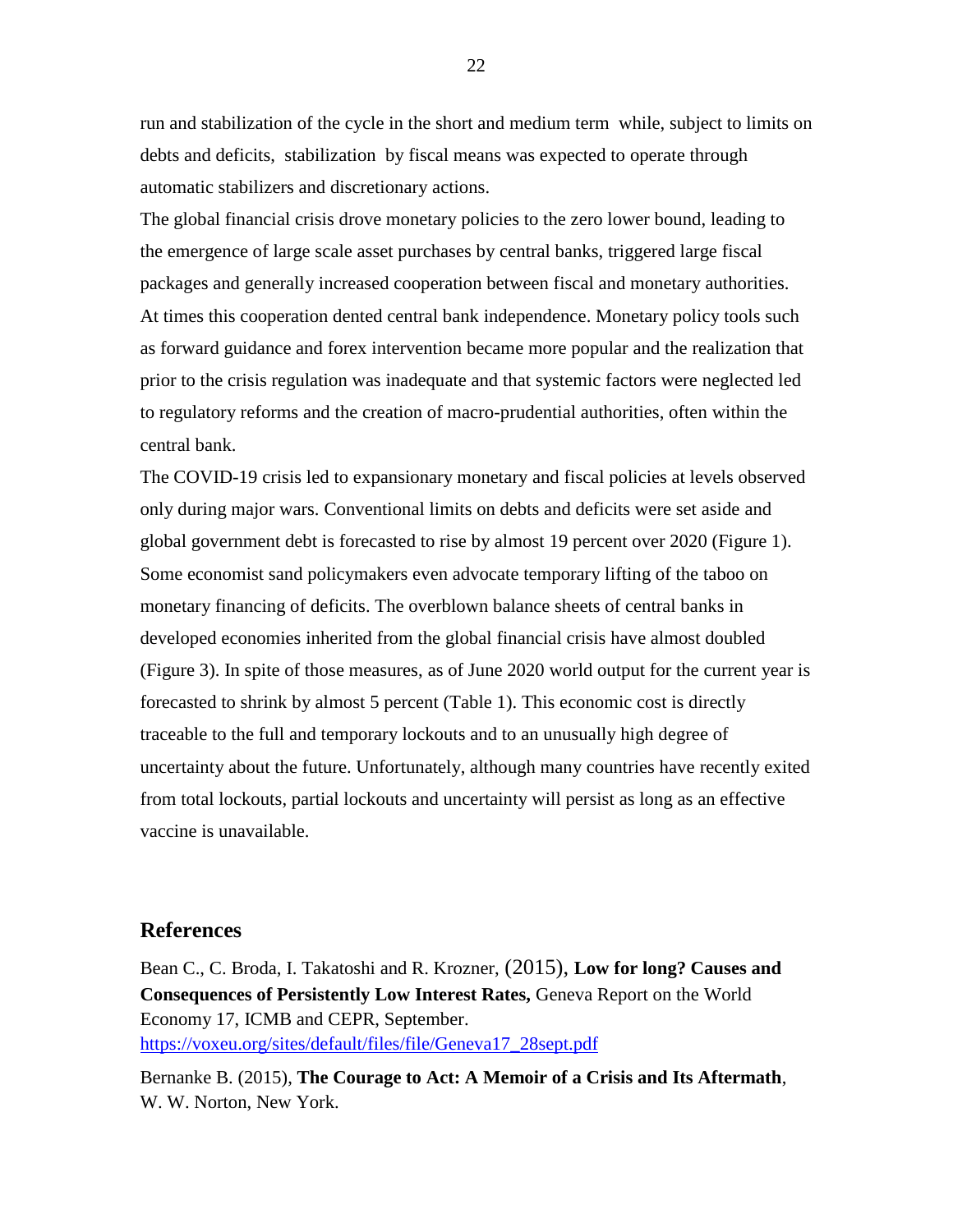run and stabilization of the cycle in the short and medium term while, subject to limits on debts and deficits, stabilization by fiscal means was expected to operate through automatic stabilizers and discretionary actions.

The global financial crisis drove monetary policies to the zero lower bound, leading to the emergence of large scale asset purchases by central banks, triggered large fiscal packages and generally increased cooperation between fiscal and monetary authorities. At times this cooperation dented central bank independence. Monetary policy tools such as forward guidance and forex intervention became more popular and the realization that prior to the crisis regulation was inadequate and that systemic factors were neglected led to regulatory reforms and the creation of macro-prudential authorities, often within the central bank.

The COVID-19 crisis led to expansionary monetary and fiscal policies at levels observed only during major wars. Conventional limits on debts and deficits were set aside and global government debt is forecasted to rise by almost 19 percent over 2020 (Figure 1). Some economist sand policymakers even advocate temporary lifting of the taboo on monetary financing of deficits. The overblown balance sheets of central banks in developed economies inherited from the global financial crisis have almost doubled (Figure 3). In spite of those measures, as of June 2020 world output for the current year is forecasted to shrink by almost 5 percent (Table 1). This economic cost is directly traceable to the full and temporary lockouts and to an unusually high degree of uncertainty about the future. Unfortunately, although many countries have recently exited from total lockouts, partial lockouts and uncertainty will persist as long as an effective vaccine is unavailable.

## References

Bean C., C. Broda, I. Takatoshi and R. Krozner, (2015), **Low for long? Causes and Consequences of Persistently Low Interest Rates,** Geneva Report on the World Economy 17, ICMB and CEPR, September. https://voxeu.org/sites/default/files/file/Geneva17_28sept.pdf

Bernanke B. (2015), **The Courage to Act: A Memoir of a Crisis and Its Aftermath**, W. W. Norton, New York.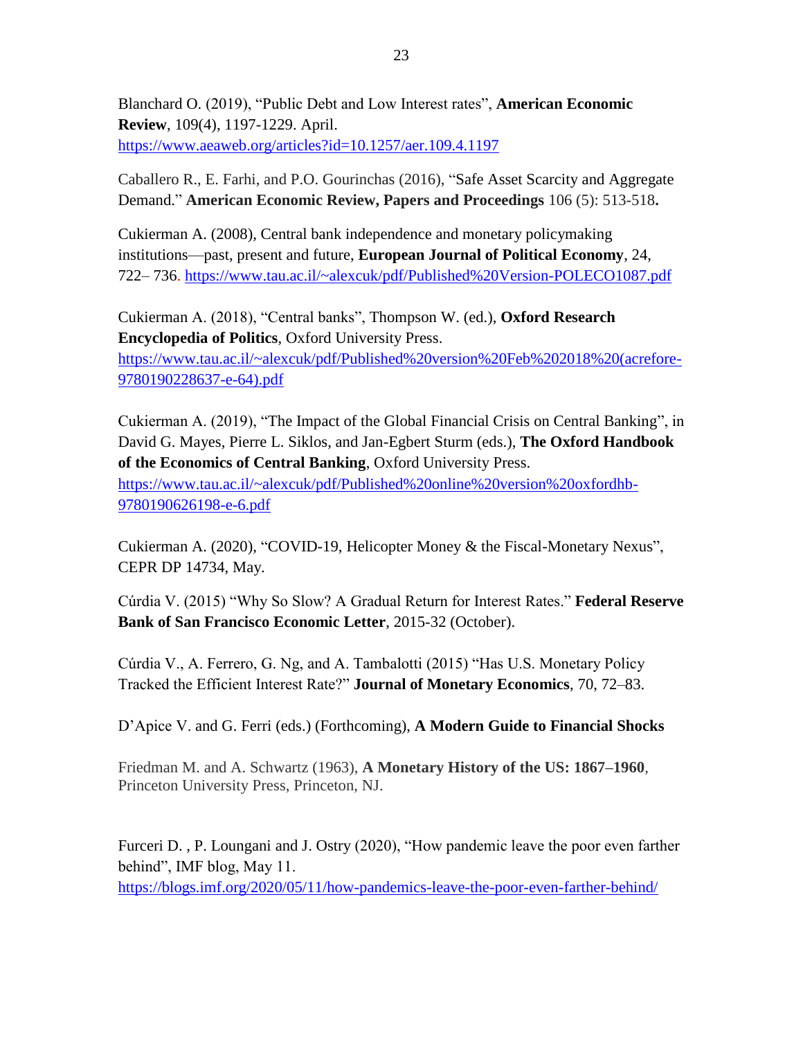Blanchard O. (2019), "Public Debt and Low Interest rates", **American Economic Review**, 109(4), 1197-1229. April. https://www.aeaweb.org/articles?id=10.1257/aer.109.4.1197

Caballero R., E. Farhi, and P.O. Gourinchas (2016), "Safe Asset Scarcity and Aggregate Demand." **American Economic Review, Papers and Proceedings** 106 (5): 513-518**.**

Cukierman A. (2008), Central bank independence and monetary policymaking institutions—past, present and future, **European Journal of Political Economy**, 24, 722– 736. https://www.tau.ac.il/~alexcuk/pdf/Published%20Version-POLECO1087.pdf

Cukierman A. (2018), "Central banks", Thompson W. (ed.), **Oxford Research Encyclopedia of Politics**, Oxford University Press. https://www.tau.ac.il/~alexcuk/pdf/Published%20version%20Feb%202018%20(acrefore-9780190228637-e-64).pdf

Cukierman A. (2019), "The Impact of the Global Financial Crisis on Central Banking", in David G. Mayes, Pierre L. Siklos, and Jan-Egbert Sturm (eds.), **The Oxford Handbook of the Economics of Central Banking**, Oxford University Press. https://www.tau.ac.il/~alexcuk/pdf/Published%20online%20version%20oxfordhb-9780190626198-e-6.pdf

Cukierman A. (2020), "COVID-19, Helicopter Money & the Fiscal-Monetary Nexus", CEPR DP 14734, May.

Cúrdia V. (2015) "Why So Slow? A Gradual Return for Interest Rates." **Federal Reserve Bank of San Francisco Economic Letter**, 2015-32 (October).

Cúrdia V., A. Ferrero, G. Ng, and A. Tambalotti (2015) "Has U.S. Monetary Policy Tracked the Efficient Interest Rate?" **Journal of Monetary Economics**, 70, 72–83.

D'Apice V. and G. Ferri (eds.) (Forthcoming), **A Modern Guide to Financial Shocks**

Friedman M. and A. Schwartz (1963), **A Monetary History of the US: 1867–1960**, Princeton University Press, Princeton, NJ.

Furceri D. , P. Loungani and J. Ostry (2020), "How pandemic leave the poor even farther behind", IMF blog, May 11. https://blogs.imf.org/2020/05/11/how-pandemics-leave-the-poor-even-farther-behind/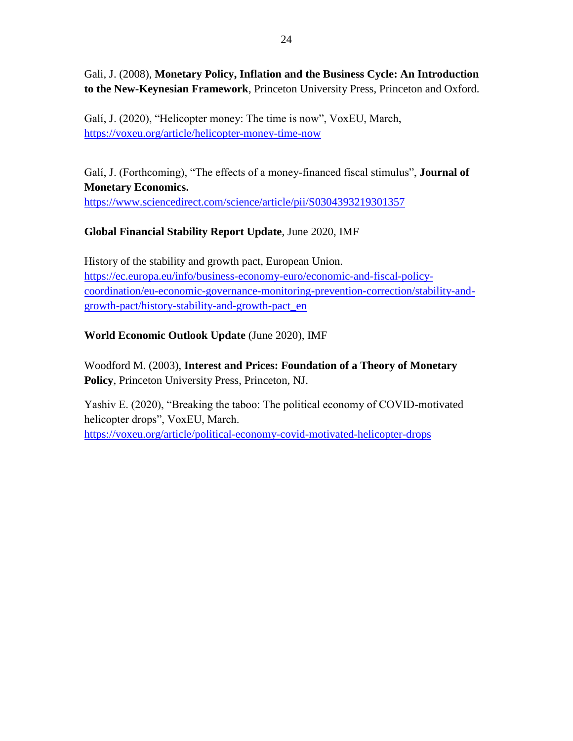Gali, J. (2008), **Monetary Policy, Inflation and the Business Cycle: An Introduction to the New-Keynesian Framework**, Princeton University Press, Princeton and Oxford.

Galí, J. (2020), "Helicopter money: The time is now", VoxEU, March, https://voxeu.org/article/helicopter-money-time-now

Galí, J. (Forthcoming), "The effects of a money-financed fiscal stimulus", **Journal of Monetary Economics.** https://www.sciencedirect.com/science/article/pii/S0304393219301357

**Global Financial Stability Report Update**, June 2020, IMF

History of the stability and growth pact, European Union. https://ec.europa.eu/info/business-economy-euro/economic-and-fiscal-policy-coordination/eu-economic-governance-monitoring-prevention-correction/stability-and-growth-pact/history-stability-and-growth-pact_en

**World Economic Outlook Update** (June 2020), IMF

Woodford M. (2003), **Interest and Prices: Foundation of a Theory of Monetary Policy**, Princeton University Press, Princeton, NJ.

Yashiv E. (2020), "Breaking the taboo: The political economy of COVID-motivated helicopter drops", VoxEU, March. https://voxeu.org/article/political-economy-covid-motivated-helicopter-drops